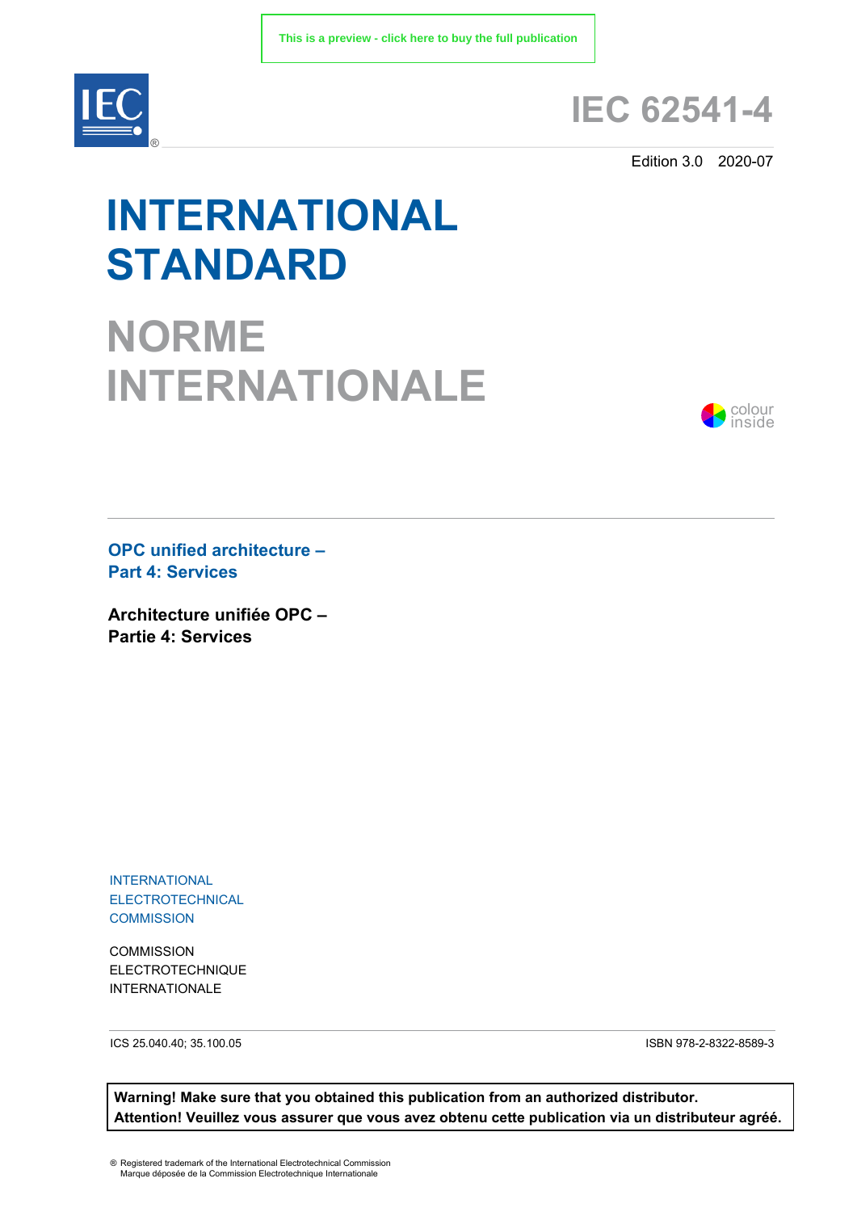This is a preview - click here to buy the full publication

# IEC 62541-4

Edition 3.0 2020-07

# INTERNATIONAL STANDARD

# NORME INTERNATIONALE

colour inside

**OPC unified architecture –**
**Part 4: Services**

**Architecture unifiée OPC –**
**Partie 4: Services**

INTERNATIONAL
ELECTROTECHNICAL
COMMISSION

COMMISSION
ELECTROTECHNIQUE
INTERNATIONALE

ICS 25.040.40; 35.100.05

ISBN 978-2-8322-8589-3

**Warning! Make sure that you obtained this publication from an authorized distributor.**
**Attention! Veuillez vous assurer que vous avez obtenu cette publication via un distributeur agréé.**

® Registered trademark of the International Electrotechnical Commission
Marque déposée de la Commission Electrotechnique Internationale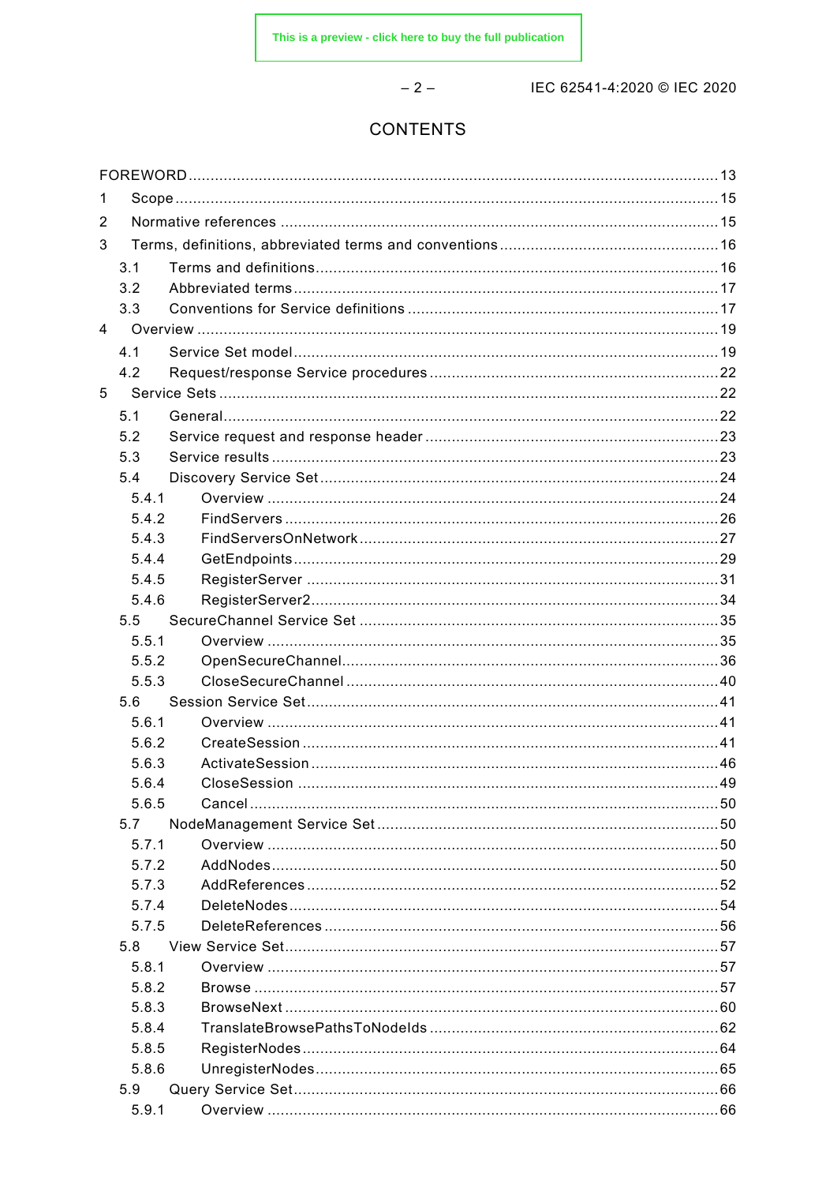# CONTENTS

FOREWORD ........................................................................................................................ 13
1 Scope .......................................................................................................................... 15
2 Normative references .................................................................................................. 15
3 Terms, definitions, abbreviated terms and conventions ................................................. 16
  3.1 Terms and definitions ............................................................................................ 16
  3.2 Abbreviated terms ................................................................................................. 17
  3.3 Conventions for Service definitions ........................................................................ 17
4 Overview ..................................................................................................................... 19
  4.1 Service Set model ................................................................................................. 19
  4.2 Request/response Service procedures ................................................................... 22
5 Service Sets ................................................................................................................ 22
  5.1 General ................................................................................................................ 22
  5.2 Service request and response header ..................................................................... 23
  5.3 Service results ...................................................................................................... 23
  5.4 Discovery Service Set ............................................................................................ 24
    5.4.1 Overview ....................................................................................................... 24
    5.4.2 FindServers ................................................................................................... 26
    5.4.3 FindServersOnNetwork .................................................................................. 27
    5.4.4 GetEndpoints ................................................................................................. 29
    5.4.5 RegisterServer ............................................................................................... 31
    5.4.6 RegisterServer2 ............................................................................................. 34
  5.5 SecureChannel Service Set .................................................................................... 35
    5.5.1 Overview ....................................................................................................... 35
    5.5.2 OpenSecureChannel ....................................................................................... 36
    5.5.3 CloseSecureChannel ...................................................................................... 40
  5.6 Session Service Set ............................................................................................... 41
    5.6.1 Overview ....................................................................................................... 41
    5.6.2 CreateSession ............................................................................................... 41
    5.6.3 ActivateSession ............................................................................................. 46
    5.6.4 CloseSession ................................................................................................. 49
    5.6.5 Cancel ........................................................................................................... 50
  5.7 NodeManagement Service Set ................................................................................ 50
    5.7.1 Overview ....................................................................................................... 50
    5.7.2 AddNodes ...................................................................................................... 50
    5.7.3 AddReferences .............................................................................................. 52
    5.7.4 DeleteNodes .................................................................................................. 54
    5.7.5 DeleteReferences .......................................................................................... 56
  5.8 View Service Set ................................................................................................... 57
    5.8.1 Overview ....................................................................................................... 57
    5.8.2 Browse .......................................................................................................... 57
    5.8.3 BrowseNext ................................................................................................... 60
    5.8.4 TranslateBrowsePathsToNodeIds ................................................................... 62
    5.8.5 RegisterNodes ............................................................................................... 64
    5.8.6 UnregisterNodes ............................................................................................ 65
  5.9 Query Service Set .................................................................................................. 66
    5.9.1 Overview ....................................................................................................... 66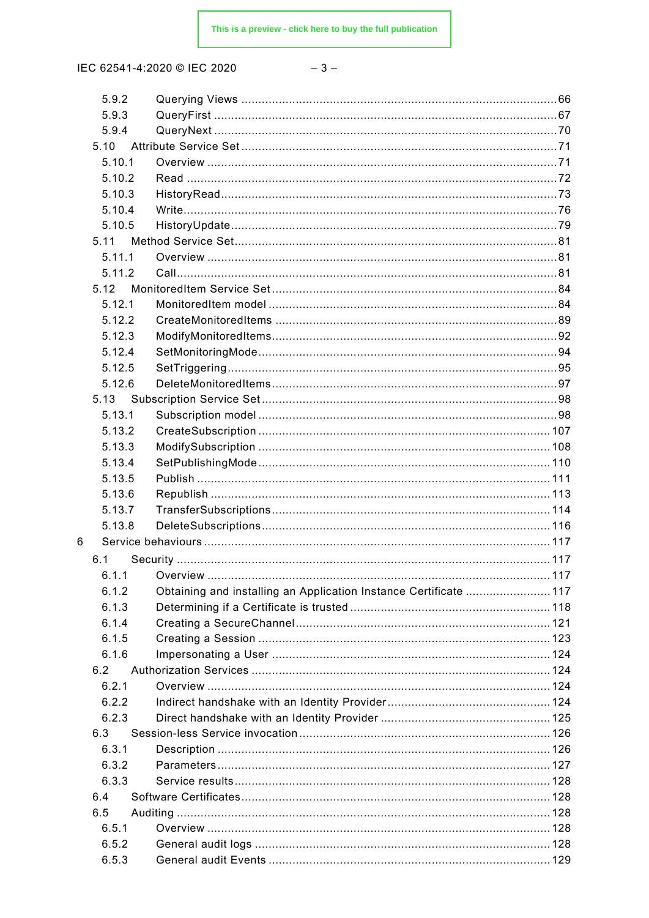5.9.2 Querying Views ... 66
5.9.3 QueryFirst ... 67
5.9.4 QueryNext ... 70
5.10 Attribute Service Set ... 71
5.10.1 Overview ... 71
5.10.2 Read ... 72
5.10.3 HistoryRead ... 73
5.10.4 Write ... 76
5.10.5 HistoryUpdate ... 79
5.11 Method Service Set ... 81
5.11.1 Overview ... 81
5.11.2 Call ... 81
5.12 MonitoredItem Service Set ... 84
5.12.1 MonitoredItem model ... 84
5.12.2 CreateMonitoredItems ... 89
5.12.3 ModifyMonitoredItems ... 92
5.12.4 SetMonitoringMode ... 94
5.12.5 SetTriggering ... 95
5.12.6 DeleteMonitoredItems ... 97
5.13 Subscription Service Set ... 98
5.13.1 Subscription model ... 98
5.13.2 CreateSubscription ... 107
5.13.3 ModifySubscription ... 108
5.13.4 SetPublishingMode ... 110
5.13.5 Publish ... 111
5.13.6 Republish ... 113
5.13.7 TransferSubscriptions ... 114
5.13.8 DeleteSubscriptions ... 116
6 Service behaviours ... 117
6.1 Security ... 117
6.1.1 Overview ... 117
6.1.2 Obtaining and installing an Application Instance Certificate ... 117
6.1.3 Determining if a Certificate is trusted ... 118
6.1.4 Creating a SecureChannel ... 121
6.1.5 Creating a Session ... 123
6.1.6 Impersonating a User ... 124
6.2 Authorization Services ... 124
6.2.1 Overview ... 124
6.2.2 Indirect handshake with an Identity Provider ... 124
6.2.3 Direct handshake with an Identity Provider ... 125
6.3 Session-less Service invocation ... 126
6.3.1 Description ... 126
6.3.2 Parameters ... 127
6.3.3 Service results ... 128
6.4 Software Certificates ... 128
6.5 Auditing ... 128
6.5.1 Overview ... 128
6.5.2 General audit logs ... 128
6.5.3 General audit Events ... 129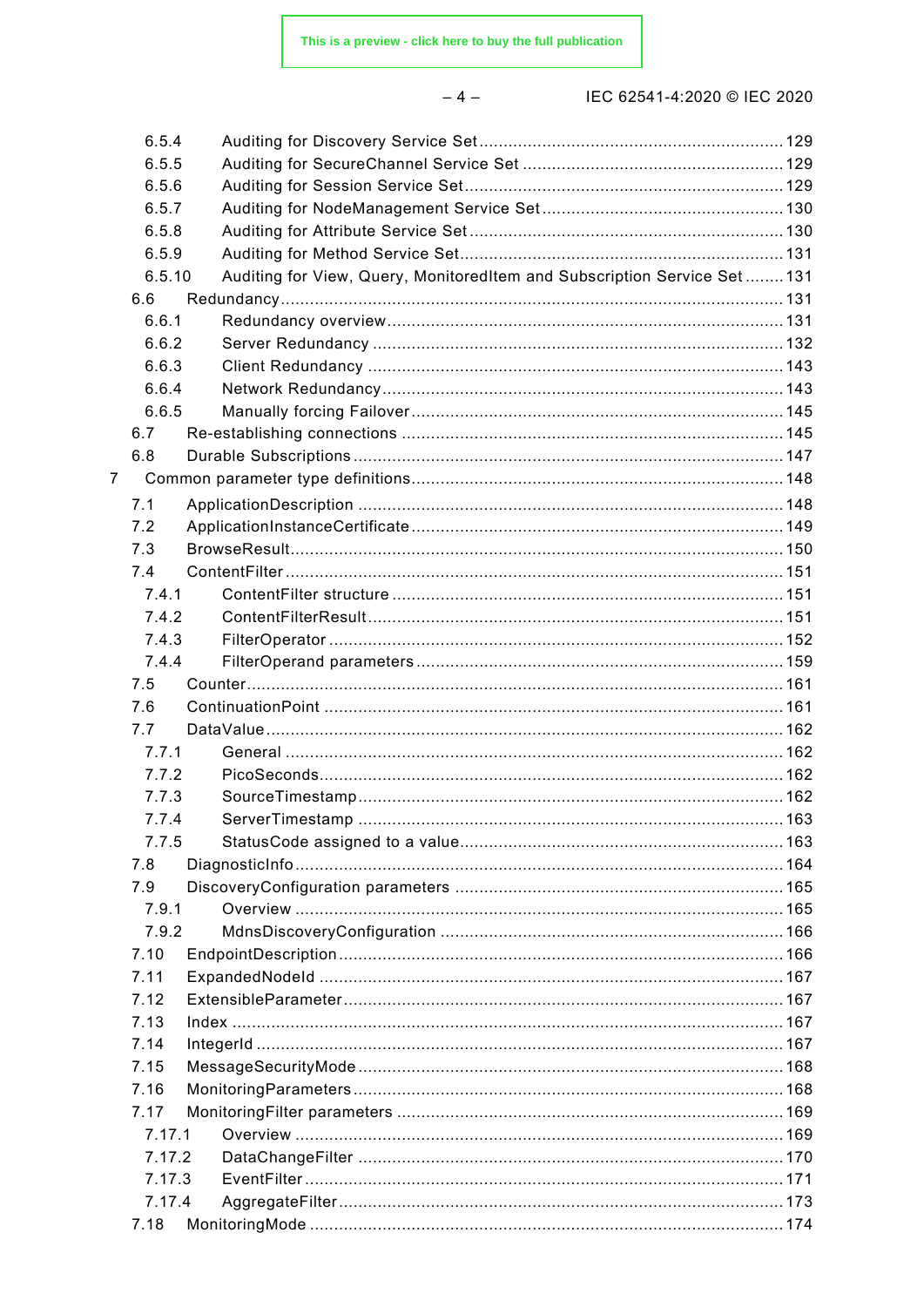6.5.4 Auditing for Discovery Service Set ... 129
6.5.5 Auditing for SecureChannel Service Set ... 129
6.5.6 Auditing for Session Service Set ... 129
6.5.7 Auditing for NodeManagement Service Set ... 130
6.5.8 Auditing for Attribute Service Set ... 130
6.5.9 Auditing for Method Service Set ... 131
6.5.10 Auditing for View, Query, MonitoredItem and Subscription Service Set ... 131
6.6 Redundancy ... 131
6.6.1 Redundancy overview ... 131
6.6.2 Server Redundancy ... 132
6.6.3 Client Redundancy ... 143
6.6.4 Network Redundancy ... 143
6.6.5 Manually forcing Failover ... 145
6.7 Re-establishing connections ... 145
6.8 Durable Subscriptions ... 147
7 Common parameter type definitions ... 148
7.1 ApplicationDescription ... 148
7.2 ApplicationInstanceCertificate ... 149
7.3 BrowseResult ... 150
7.4 ContentFilter ... 151
7.4.1 ContentFilter structure ... 151
7.4.2 ContentFilterResult ... 151
7.4.3 FilterOperator ... 152
7.4.4 FilterOperand parameters ... 159
7.5 Counter ... 161
7.6 ContinuationPoint ... 161
7.7 DataValue ... 162
7.7.1 General ... 162
7.7.2 PicoSeconds ... 162
7.7.3 SourceTimestamp ... 162
7.7.4 ServerTimestamp ... 163
7.7.5 StatusCode assigned to a value ... 163
7.8 DiagnosticInfo ... 164
7.9 DiscoveryConfiguration parameters ... 165
7.9.1 Overview ... 165
7.9.2 MdnsDiscoveryConfiguration ... 166
7.10 EndpointDescription ... 166
7.11 ExpandedNodeId ... 167
7.12 ExtensibleParameter ... 167
7.13 Index ... 167
7.14 IntegerId ... 167
7.15 MessageSecurityMode ... 168
7.16 MonitoringParameters ... 168
7.17 MonitoringFilter parameters ... 169
7.17.1 Overview ... 169
7.17.2 DataChangeFilter ... 170
7.17.3 EventFilter ... 171
7.17.4 AggregateFilter ... 173
7.18 MonitoringMode ... 174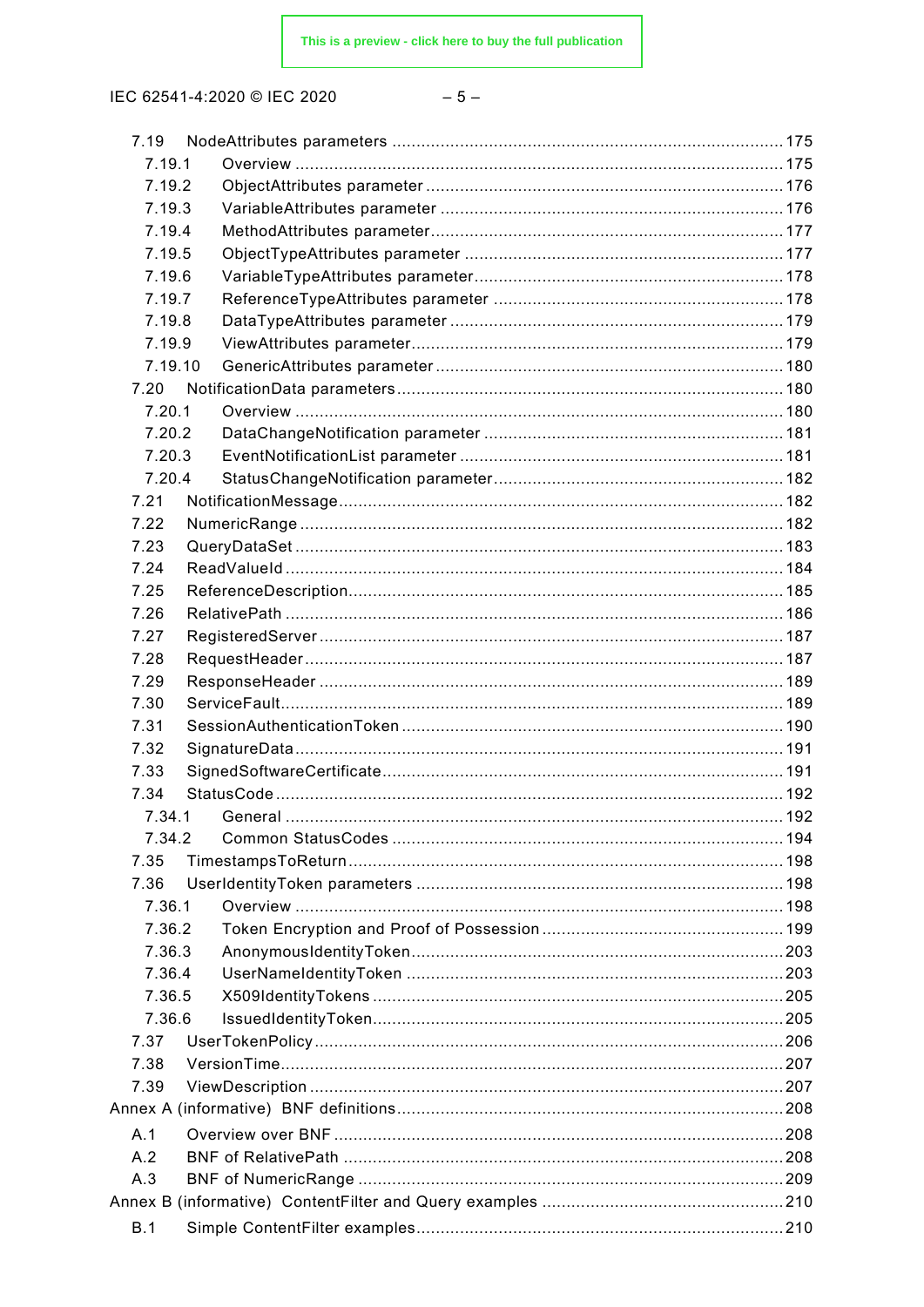7.19 NodeAttributes parameters ....................................................................................175

7.19.1 Overview ......................................................................................................175

7.19.2 ObjectAttributes parameter ..........................................................................176

7.19.3 VariableAttributes parameter .......................................................................176

7.19.4 MethodAttributes parameter.........................................................................177

7.19.5 ObjectTypeAttributes parameter ..................................................................177

7.19.6 VariableTypeAttributes parameter.................................................................178

7.19.7 ReferenceTypeAttributes parameter .............................................................178

7.19.8 DataTypeAttributes parameter .....................................................................179

7.19.9 ViewAttributes parameter.............................................................................179

7.19.10 GenericAttributes parameter ........................................................................180

7.20 NotificationData parameters ...............................................................................180

7.20.1 Overview .....................................................................................................180

7.20.2 DataChangeNotification parameter ..............................................................181

7.20.3 EventNotificationList parameter ...................................................................181

7.20.4 StatusChangeNotification parameter.............................................................182

7.21 NotificationMessage..........................................................................................182

7.22 NumericRange ..................................................................................................182

7.23 QueryDataSet ...................................................................................................183

7.24 ReadValueId .....................................................................................................184

7.25 ReferenceDescription.........................................................................................185

7.26 RelativePath .....................................................................................................186

7.27 RegisteredServer ..............................................................................................187

7.28 RequestHeader .................................................................................................187

7.29 ResponseHeader ...............................................................................................189

7.30 ServiceFault......................................................................................................189

7.31 SessionAuthenticationToken ..............................................................................190

7.32 SignatureData ...................................................................................................191

7.33 SignedSoftwareCertificate ..................................................................................191

7.34 StatusCode .......................................................................................................192

7.34.1 General .......................................................................................................192

7.34.2 Common StatusCodes .................................................................................194

7.35 TimestampsToReturn .........................................................................................198

7.36 UserIdentityToken parameters ...........................................................................198

7.36.1 Overview .....................................................................................................198

7.36.2 Token Encryption and Proof of Possession ...................................................199

7.36.3 AnonymousIdentityToken.............................................................................203

7.36.4 UserNameIdentityToken ..............................................................................203

7.36.5 X509IdentityTokens .....................................................................................205

7.36.6 IssuedIdentityToken.....................................................................................205

7.37 UserTokenPolicy ...............................................................................................206

7.38 VersionTime......................................................................................................207

7.39 ViewDescription ................................................................................................207

Annex A (informative) BNF definitions...............................................................................208

A.1 Overview over BNF ...........................................................................................208

A.2 BNF of RelativePath ..........................................................................................208

A.3 BNF of NumericRange .......................................................................................209

Annex B (informative) ContentFilter and Query examples ..................................................210

B.1 Simple ContentFilter examples...........................................................................210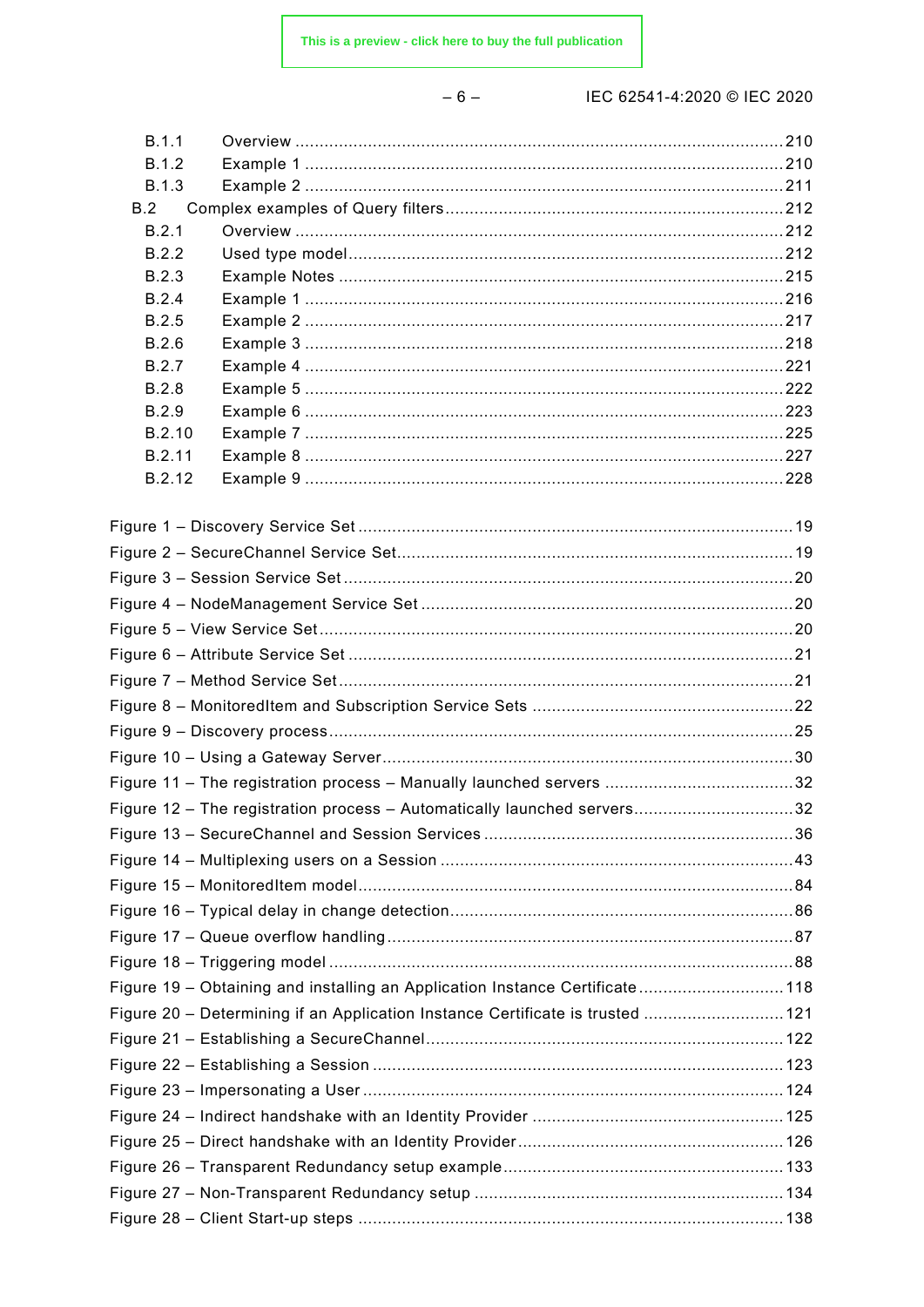B.1.1 Overview ....................................................................................................210
B.1.2 Example 1 ..................................................................................................210
B.1.3 Example 2 ..................................................................................................211
B.2 Complex examples of Query filters.....................................................................212
B.2.1 Overview ....................................................................................................212
B.2.2 Used type model.........................................................................................212
B.2.3 Example Notes ...........................................................................................215
B.2.4 Example 1 ..................................................................................................216
B.2.5 Example 2 ..................................................................................................217
B.2.6 Example 3 ..................................................................................................218
B.2.7 Example 4 ..................................................................................................221
B.2.8 Example 5 ..................................................................................................222
B.2.9 Example 6 ..................................................................................................223
B.2.10 Example 7 ..................................................................................................225
B.2.11 Example 8 ..................................................................................................227
B.2.12 Example 9 ..................................................................................................228

Figure 1 – Discovery Service Set ..........................................................................................19
Figure 2 – SecureChannel Service Set...................................................................................19
Figure 3 – Session Service Set..............................................................................................20
Figure 4 – NodeManagement Service Set ..............................................................................20
Figure 5 – View Service Set...................................................................................................20
Figure 6 – Attribute Service Set .............................................................................................21
Figure 7 – Method Service Set...............................................................................................21
Figure 8 – MonitoredItem and Subscription Service Sets ........................................................22
Figure 9 – Discovery process.................................................................................................25
Figure 10 – Using a Gateway Server......................................................................................30
Figure 11 – The registration process – Manually launched servers ........................................32
Figure 12 – The registration process – Automatically launched servers..................................32
Figure 13 – SecureChannel and Session Services .................................................................36
Figure 14 – Multiplexing users on a Session ..........................................................................43
Figure 15 – MonitoredItem model...........................................................................................84
Figure 16 – Typical delay in change detection........................................................................86
Figure 17 – Queue overflow handling.....................................................................................87
Figure 18 – Triggering model .................................................................................................88
Figure 19 – Obtaining and installing an Application Instance Certificate..............................118
Figure 20 – Determining if an Application Instance Certificate is trusted .............................121
Figure 21 – Establishing a SecureChannel...........................................................................122
Figure 22 – Establishing a Session ......................................................................................123
Figure 23 – Impersonating a User........................................................................................124
Figure 24 – Indirect handshake with an Identity Provider .....................................................125
Figure 25 – Direct handshake with an Identity Provider........................................................126
Figure 26 – Transparent Redundancy setup example...........................................................133
Figure 27 – Non-Transparent Redundancy setup .................................................................134
Figure 28 – Client Start-up steps .........................................................................................138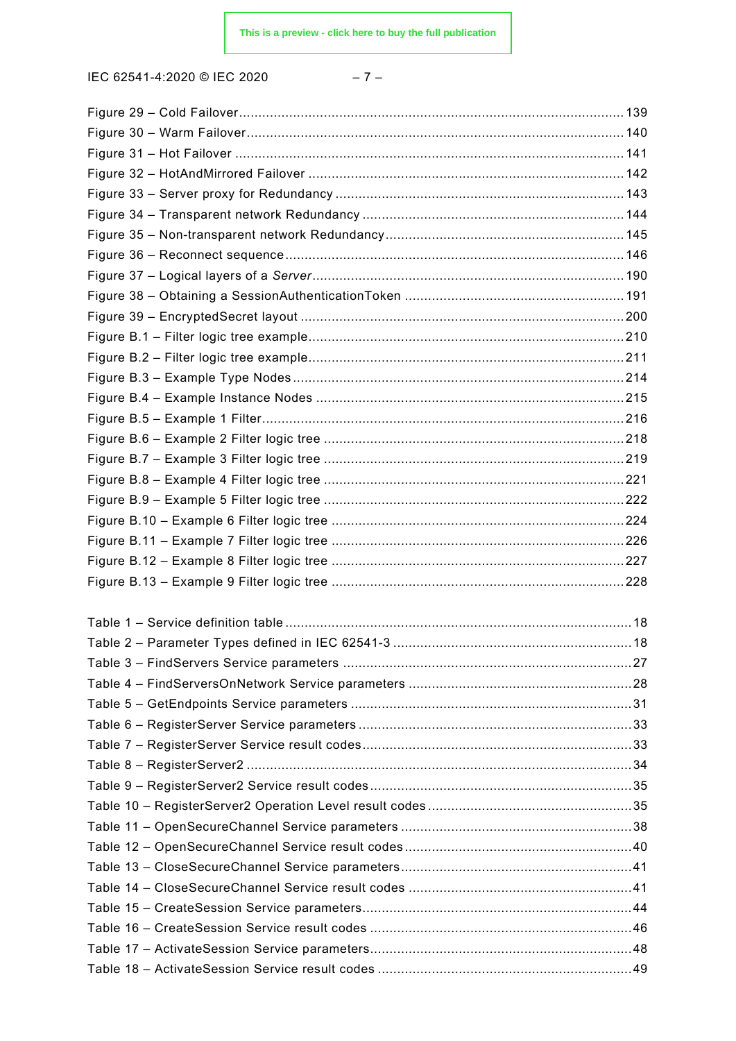Figure 29 – Cold Failover ........................................................................................................ 139
Figure 30 – Warm Failover ...................................................................................................... 140
Figure 31 – Hot Failover ......................................................................................................... 141
Figure 32 – HotAndMirrored Failover ..................................................................................... 142
Figure 33 – Server proxy for Redundancy ............................................................................... 143
Figure 34 – Transparent network Redundancy ........................................................................ 144
Figure 35 – Non-transparent network Redundancy .................................................................. 145
Figure 36 – Reconnect sequence ............................................................................................ 146
Figure 37 – Logical layers of a *Server* ..................................................................................... 190
Figure 38 – Obtaining a SessionAuthenticationToken ............................................................. 191
Figure 39 – EncryptedSecret layout ........................................................................................ 200
Figure B.1 – Filter logic tree example ...................................................................................... 210
Figure B.2 – Filter logic tree example ...................................................................................... 211
Figure B.3 – Example Type Nodes .......................................................................................... 214
Figure B.4 – Example Instance Nodes .................................................................................... 215
Figure B.5 – Example 1 Filter ................................................................................................. 216
Figure B.6 – Example 2 Filter logic tree .................................................................................. 218
Figure B.7 – Example 3 Filter logic tree .................................................................................. 219
Figure B.8 – Example 4 Filter logic tree .................................................................................. 221
Figure B.9 – Example 5 Filter logic tree .................................................................................. 222
Figure B.10 – Example 6 Filter logic tree ................................................................................ 224
Figure B.11 – Example 7 Filter logic tree ................................................................................ 226
Figure B.12 – Example 8 Filter logic tree ................................................................................ 227
Figure B.13 – Example 9 Filter logic tree ................................................................................ 228

Table 1 – Service definition table .............................................................................................. 18
Table 2 – Parameter Types defined in IEC 62541-3 .................................................................. 18
Table 3 – FindServers Service parameters ............................................................................... 27
Table 4 – FindServersOnNetwork Service parameters .............................................................. 28
Table 5 – GetEndpoints Service parameters ............................................................................. 31
Table 6 – RegisterServer Service parameters ........................................................................... 33
Table 7 – RegisterServer Service result codes .......................................................................... 33
Table 8 – RegisterServer2 ........................................................................................................ 34
Table 9 – RegisterServer2 Service result codes ........................................................................ 35
Table 10 – RegisterServer2 Operation Level result codes .......................................................... 35
Table 11 – OpenSecureChannel Service parameters ................................................................ 38
Table 12 – OpenSecureChannel Service result codes ............................................................... 40
Table 13 – CloseSecureChannel Service parameters ................................................................ 41
Table 14 – CloseSecureChannel Service result codes ............................................................... 41
Table 15 – CreateSession Service parameters .......................................................................... 44
Table 16 – CreateSession Service result codes ......................................................................... 46
Table 17 – ActivateSession Service parameters ........................................................................ 48
Table 18 – ActivateSession Service result codes ....................................................................... 49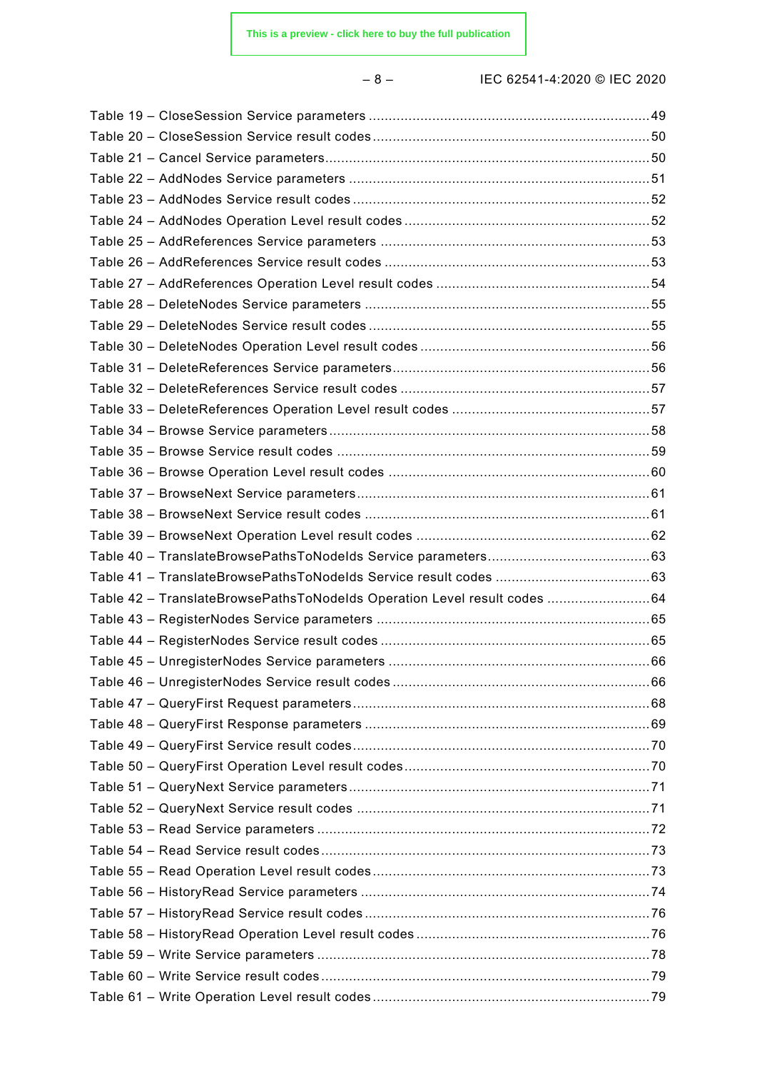Table 19 – CloseSession Service parameters ........................................................................49
Table 20 – CloseSession Service result codes ......................................................................50
Table 21 – Cancel Service parameters ..................................................................................50
Table 22 – AddNodes Service parameters ............................................................................51
Table 23 – AddNodes Service result codes ...........................................................................52
Table 24 – AddNodes Operation Level result codes ..............................................................52
Table 25 – AddReferences Service parameters ....................................................................53
Table 26 – AddReferences Service result codes ...................................................................53
Table 27 – AddReferences Operation Level result codes ......................................................54
Table 28 – DeleteNodes Service parameters ........................................................................55
Table 29 – DeleteNodes Service result codes .......................................................................55
Table 30 – DeleteNodes Operation Level result codes ..........................................................56
Table 31 – DeleteReferences Service parameters .................................................................56
Table 32 – DeleteReferences Service result codes ...............................................................57
Table 33 – DeleteReferences Operation Level result codes ..................................................57
Table 34 – Browse Service parameters .................................................................................58
Table 35 – Browse Service result codes ...............................................................................59
Table 36 – Browse Operation Level result codes ..................................................................60
Table 37 – BrowseNext Service parameters ..........................................................................61
Table 38 – BrowseNext Service result codes ........................................................................61
Table 39 – BrowseNext Operation Level result codes ...........................................................62
Table 40 – TranslateBrowsePathsToNodeIds Service parameters .........................................63
Table 41 – TranslateBrowsePathsToNodeIds Service result codes .......................................63
Table 42 – TranslateBrowsePathsToNodeIds Operation Level result codes ..........................64
Table 43 – RegisterNodes Service parameters ......................................................................65
Table 44 – RegisterNodes Service result codes ....................................................................65
Table 45 – UnregisterNodes Service parameters ..................................................................66
Table 46 – UnregisterNodes Service result codes .................................................................66
Table 47 – QueryFirst Request parameters ...........................................................................68
Table 48 – QueryFirst Response parameters ........................................................................69
Table 49 – QueryFirst Service result codes ...........................................................................70
Table 50 – QueryFirst Operation Level result codes ..............................................................70
Table 51 – QueryNext Service parameters ............................................................................71
Table 52 – QueryNext Service result codes ...........................................................................71
Table 53 – Read Service parameters ....................................................................................72
Table 54 – Read Service result codes ...................................................................................73
Table 55 – Read Operation Level result codes ......................................................................73
Table 56 – HistoryRead Service parameters .........................................................................74
Table 57 – HistoryRead Service result codes ........................................................................76
Table 58 – HistoryRead Operation Level result codes ...........................................................76
Table 59 – Write Service parameters ....................................................................................78
Table 60 – Write Service result codes ...................................................................................79
Table 61 – Write Operation Level result codes ......................................................................79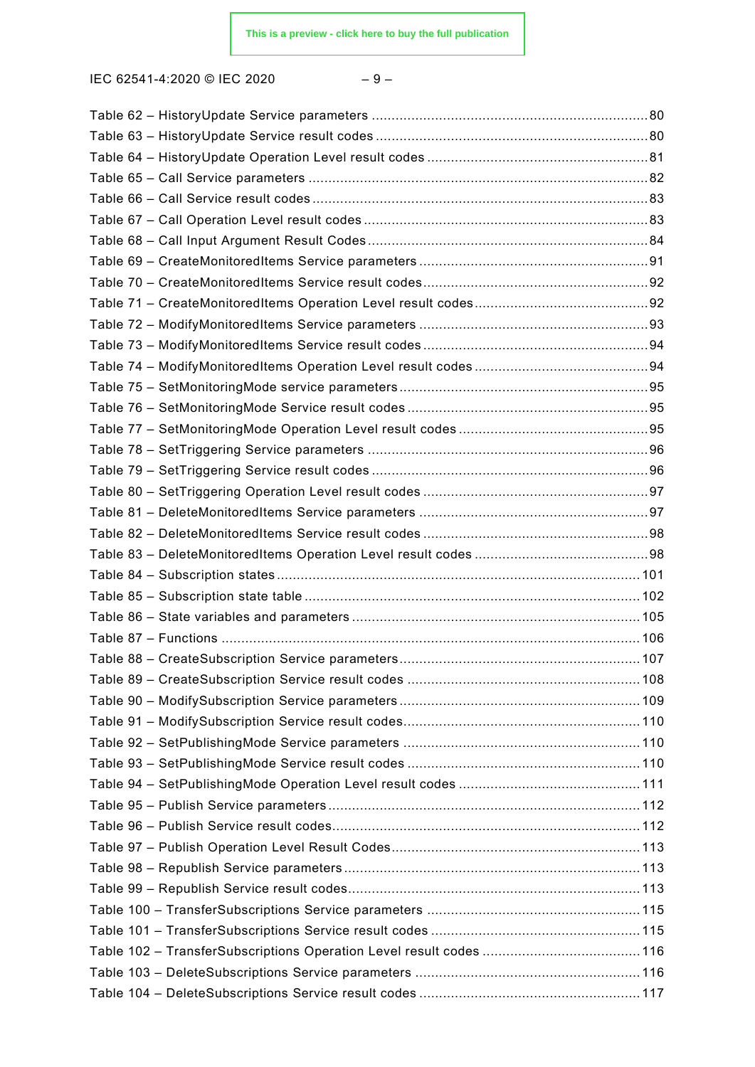Table 62 – HistoryUpdate Service parameters ....................................................................80
Table 63 – HistoryUpdate Service result codes ...................................................................80
Table 64 – HistoryUpdate Operation Level result codes .......................................................81
Table 65 – Call Service parameters ....................................................................................82
Table 66 – Call Service result codes ...................................................................................83
Table 67 – Call Operation Level result codes .......................................................................83
Table 68 – Call Input Argument Result Codes ......................................................................84
Table 69 – CreateMonitoredItems Service parameters .........................................................91
Table 70 – CreateMonitoredItems Service result codes ........................................................92
Table 71 – CreateMonitoredItems Operation Level result codes ...........................................92
Table 72 – ModifyMonitoredItems Service parameters .........................................................93
Table 73 – ModifyMonitoredItems Service result codes ........................................................94
Table 74 – ModifyMonitoredItems Operation Level result codes ...........................................94
Table 75 – SetMonitoringMode service parameters ..............................................................95
Table 76 – SetMonitoringMode Service result codes ............................................................95
Table 77 – SetMonitoringMode Operation Level result codes ...............................................95
Table 78 – SetTriggering Service parameters .....................................................................96
Table 79 – SetTriggering Service result codes ....................................................................96
Table 80 – SetTriggering Operation Level result codes ........................................................97
Table 81 – DeleteMonitoredItems Service parameters .........................................................97
Table 82 – DeleteMonitoredItems Service result codes ........................................................98
Table 83 – DeleteMonitoredItems Operation Level result codes ...........................................98
Table 84 – Subscription states ..........................................................................................101
Table 85 – Subscription state table ...................................................................................102
Table 86 – State variables and parameters .......................................................................105
Table 87 – Functions ........................................................................................................106
Table 88 – CreateSubscription Service parameters ............................................................107
Table 89 – CreateSubscription Service result codes ..........................................................108
Table 90 – ModifySubscription Service parameters ............................................................109
Table 91 – ModifySubscription Service result codes ...........................................................110
Table 92 – SetPublishingMode Service parameters ...........................................................110
Table 93 – SetPublishingMode Service result codes ..........................................................110
Table 94 – SetPublishingMode Operation Level result codes .............................................111
Table 95 – Publish Service parameters .............................................................................112
Table 96 – Publish Service result codes ............................................................................112
Table 97 – Publish Operation Level Result Codes ..............................................................113
Table 98 – Republish Service parameters .........................................................................113
Table 99 – Republish Service result codes ........................................................................113
Table 100 – TransferSubscriptions Service parameters .....................................................115
Table 101 – TransferSubscriptions Service result codes ....................................................115
Table 102 – TransferSubscriptions Operation Level result codes ........................................116
Table 103 – DeleteSubscriptions Service parameters ........................................................116
Table 104 – DeleteSubscriptions Service result codes .......................................................117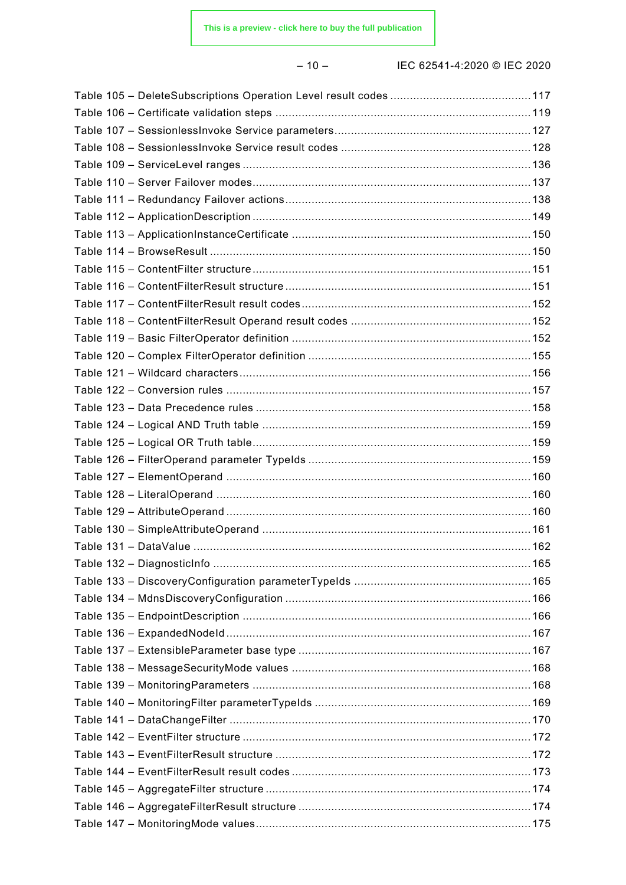Table 105 – DeleteSubscriptions Operation Level result codes ........................................... 117
Table 106 – Certificate validation steps ............................................................................. 119
Table 107 – SessionlessInvoke Service parameters............................................................ 127
Table 108 – SessionlessInvoke Service result codes .......................................................... 128
Table 109 – ServiceLevel ranges ........................................................................................ 136
Table 110 – Server Failover modes..................................................................................... 137
Table 111 – Redundancy Failover actions........................................................................... 138
Table 112 – ApplicationDescription ..................................................................................... 149
Table 113 – ApplicationInstanceCertificate ......................................................................... 150
Table 114 – BrowseResult .................................................................................................. 150
Table 115 – ContentFilter structure..................................................................................... 151
Table 116 – ContentFilterResult structure ........................................................................... 151
Table 117 – ContentFilterResult result codes...................................................................... 152
Table 118 – ContentFilterResult Operand result codes ....................................................... 152
Table 119 – Basic FilterOperator definition ......................................................................... 152
Table 120 – Complex FilterOperator definition .................................................................... 155
Table 121 – Wildcard characters........................................................................................ 156
Table 122 – Conversion rules ............................................................................................ 157
Table 123 – Data Precedence rules .................................................................................... 158
Table 124 – Logical AND Truth table .................................................................................. 159
Table 125 – Logical OR Truth table..................................................................................... 159
Table 126 – FilterOperand parameter TypeIds .................................................................... 159
Table 127 – ElementOperand ............................................................................................. 160
Table 128 – LiteralOperand ................................................................................................ 160
Table 129 – AttributeOperand ............................................................................................. 160
Table 130 – SimpleAttributeOperand .................................................................................. 161
Table 131 – DataValue ....................................................................................................... 162
Table 132 – DiagnosticInfo ................................................................................................. 165
Table 133 – DiscoveryConfiguration parameterTypeIds ...................................................... 165
Table 134 – MdnsDiscoveryConfiguration ........................................................................... 166
Table 135 – EndpointDescription ........................................................................................ 166
Table 136 – ExpandedNodeId ............................................................................................. 167
Table 137 – ExtensibleParameter base type ....................................................................... 167
Table 138 – MessageSecurityMode values ......................................................................... 168
Table 139 – MonitoringParameters ..................................................................................... 168
Table 140 – MonitoringFilter parameterTypeIds .................................................................. 169
Table 141 – DataChangeFilter ............................................................................................ 170
Table 142 – EventFilter structure ....................................................................................... 172
Table 143 – EventFilterResult structure .............................................................................. 172
Table 144 – EventFilterResult result codes ......................................................................... 173
Table 145 – AggregateFilter structure ................................................................................. 174
Table 146 – AggregateFilterResult structure ....................................................................... 174
Table 147 – MonitoringMode values.................................................................................... 175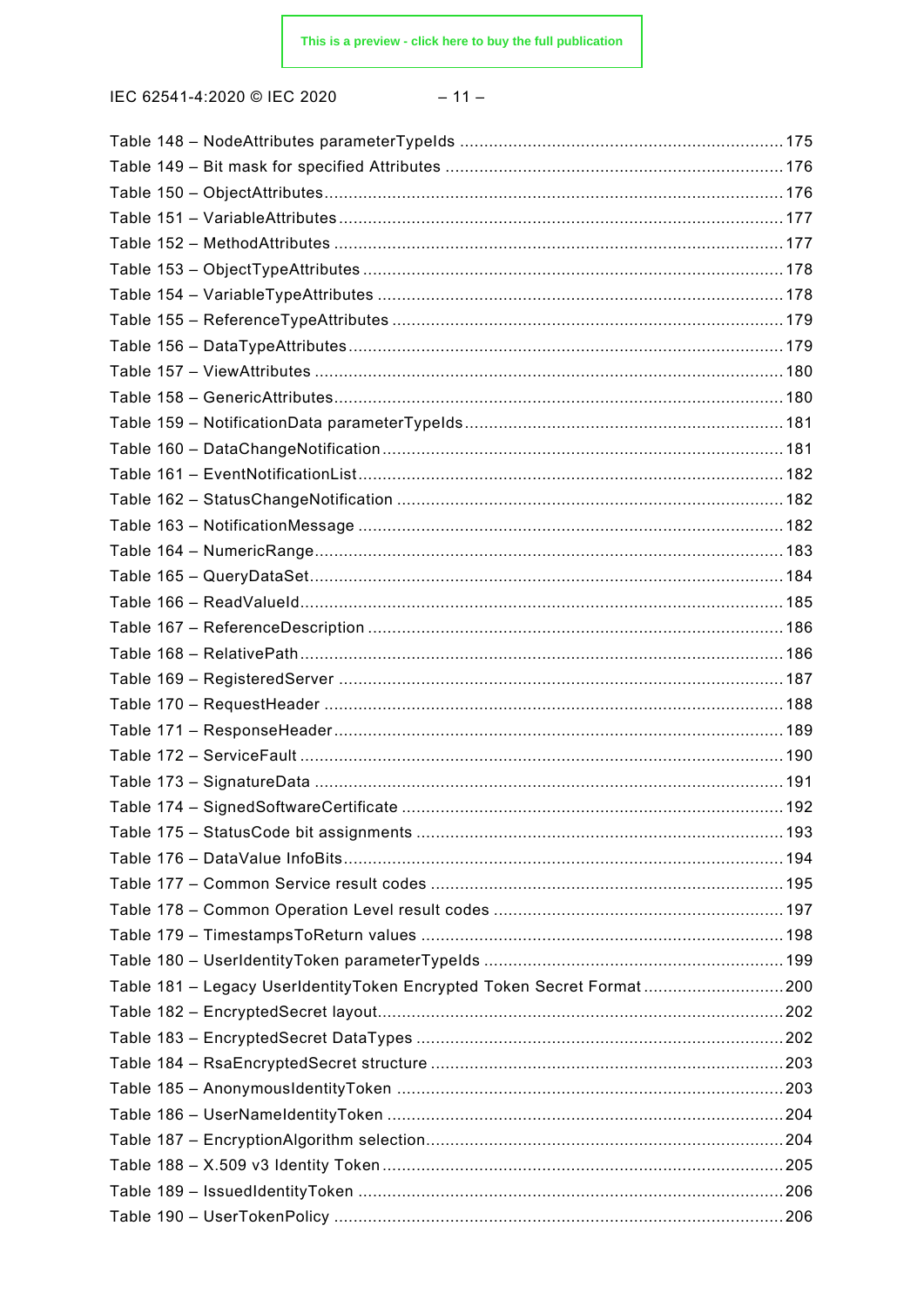Table 148 – NodeAttributes parameterTypeIds ...................................................................175
Table 149 – Bit mask for specified Attributes .....................................................................176
Table 150 – ObjectAttributes..............................................................................................176
Table 151 – VariableAttributes ...........................................................................................177
Table 152 – MethodAttributes .............................................................................................177
Table 153 – ObjectTypeAttributes .......................................................................................178
Table 154 – VariableTypeAttributes ....................................................................................178
Table 155 – ReferenceTypeAttributes .................................................................................179
Table 156 – DataTypeAttributes..........................................................................................179
Table 157 – ViewAttributes .................................................................................................180
Table 158 – GenericAttributes.............................................................................................180
Table 159 – NotificationData parameterTypeIds..................................................................181
Table 160 – DataChangeNotification ..................................................................................181
Table 161 – EventNotificationList .......................................................................................182
Table 162 – StatusChangeNotification ................................................................................182
Table 163 – NotificationMessage ........................................................................................182
Table 164 – NumericRange.................................................................................................183
Table 165 – QueryDataSet..................................................................................................184
Table 166 – ReadValueId....................................................................................................185
Table 167 – ReferenceDescription ......................................................................................186
Table 168 – RelativePath ....................................................................................................186
Table 169 – RegisteredServer ............................................................................................187
Table 170 – RequestHeader ...............................................................................................188
Table 171 – ResponseHeader.............................................................................................189
Table 172 – ServiceFault ....................................................................................................190
Table 173 – SignatureData .................................................................................................191
Table 174 – SignedSoftwareCertificate ...............................................................................192
Table 175 – StatusCode bit assignments ............................................................................193
Table 176 – DataValue InfoBits...........................................................................................194
Table 177 – Common Service result codes .........................................................................195
Table 178 – Common Operation Level result codes ............................................................197
Table 179 – TimestampsToReturn values ...........................................................................198
Table 180 – UserIdentityToken parameterTypeIds ..............................................................199
Table 181 – Legacy UserIdentityToken Encrypted Token Secret Format .............................200
Table 182 – EncryptedSecret layout....................................................................................202
Table 183 – EncryptedSecret DataTypes ............................................................................202
Table 184 – RsaEncryptedSecret structure .........................................................................203
Table 185 – AnonymousIdentityToken ................................................................................203
Table 186 – UserNameIdentityToken ..................................................................................204
Table 187 – EncryptionAlgorithm selection..........................................................................204
Table 188 – X.509 v3 Identity Token ...................................................................................205
Table 189 – IssuedIdentityToken ........................................................................................206
Table 190 – UserTokenPolicy .............................................................................................206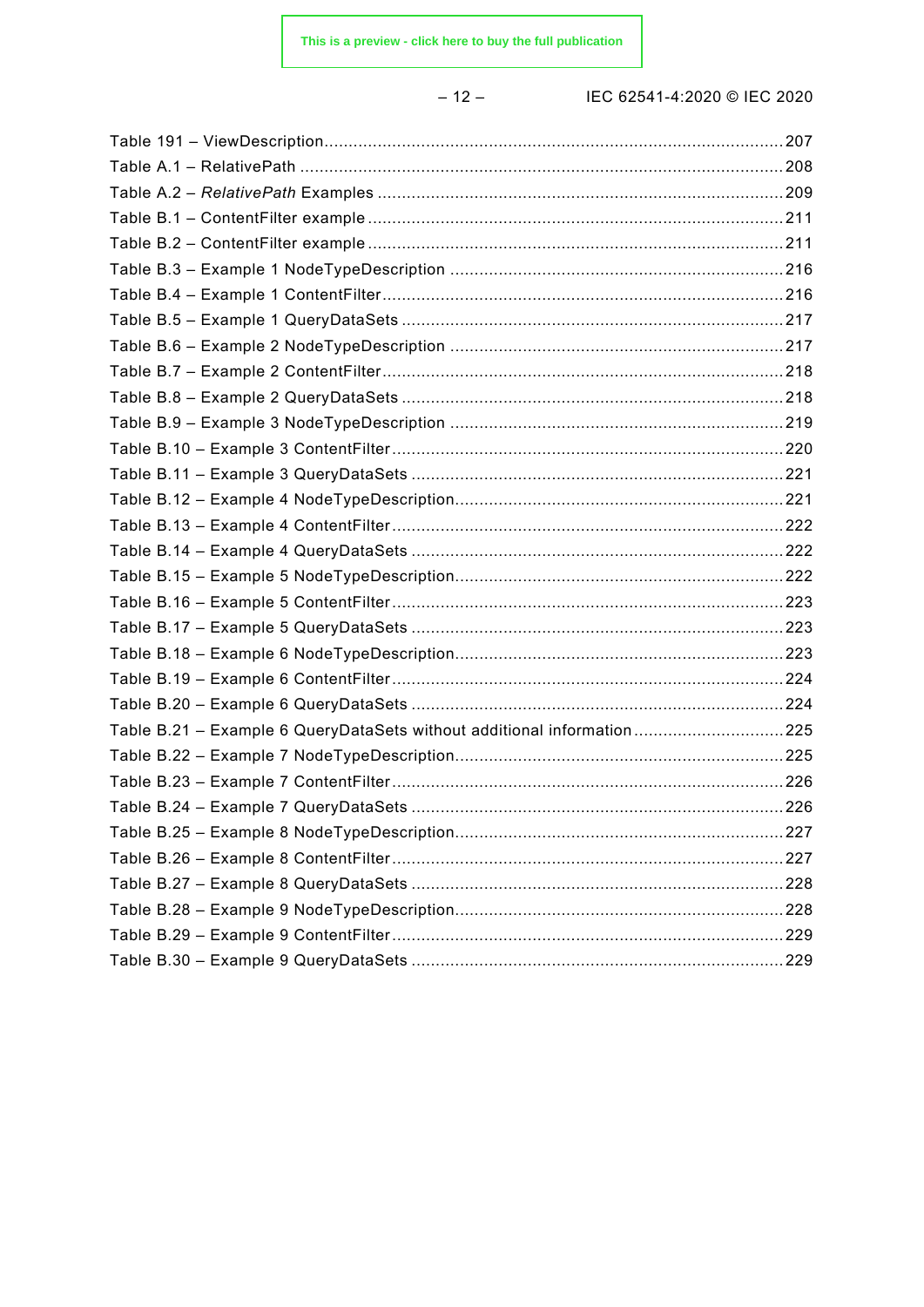Table 191 – ViewDescription....................................................................................207
Table A.1 – RelativePath .........................................................................................208
Table A.2 – *RelativePath* Examples ..........................................................................209
Table B.1 – ContentFilter example .............................................................................211
Table B.2 – ContentFilter example .............................................................................211
Table B.3 – Example 1 NodeTypeDescription ............................................................216
Table B.4 – Example 1 ContentFilter.........................................................................216
Table B.5 – Example 1 QueryDataSets .....................................................................217
Table B.6 – Example 2 NodeTypeDescription ............................................................217
Table B.7 – Example 2 ContentFilter.........................................................................218
Table B.8 – Example 2 QueryDataSets .....................................................................218
Table B.9 – Example 3 NodeTypeDescription ............................................................219
Table B.10 – Example 3 ContentFilter.......................................................................220
Table B.11 – Example 3 QueryDataSets ...................................................................221
Table B.12 – Example 4 NodeTypeDescription..........................................................221
Table B.13 – Example 4 ContentFilter.......................................................................222
Table B.14 – Example 4 QueryDataSets ...................................................................222
Table B.15 – Example 5 NodeTypeDescription..........................................................222
Table B.16 – Example 5 ContentFilter.......................................................................223
Table B.17 – Example 5 QueryDataSets ...................................................................223
Table B.18 – Example 6 NodeTypeDescription..........................................................223
Table B.19 – Example 6 ContentFilter.......................................................................224
Table B.20 – Example 6 QueryDataSets ...................................................................224
Table B.21 – Example 6 QueryDataSets without additional information ......................225
Table B.22 – Example 7 NodeTypeDescription..........................................................225
Table B.23 – Example 7 ContentFilter.......................................................................226
Table B.24 – Example 7 QueryDataSets ...................................................................226
Table B.25 – Example 8 NodeTypeDescription..........................................................227
Table B.26 – Example 8 ContentFilter.......................................................................227
Table B.27 – Example 8 QueryDataSets ...................................................................228
Table B.28 – Example 9 NodeTypeDescription..........................................................228
Table B.29 – Example 9 ContentFilter.......................................................................229
Table B.30 – Example 9 QueryDataSets ...................................................................229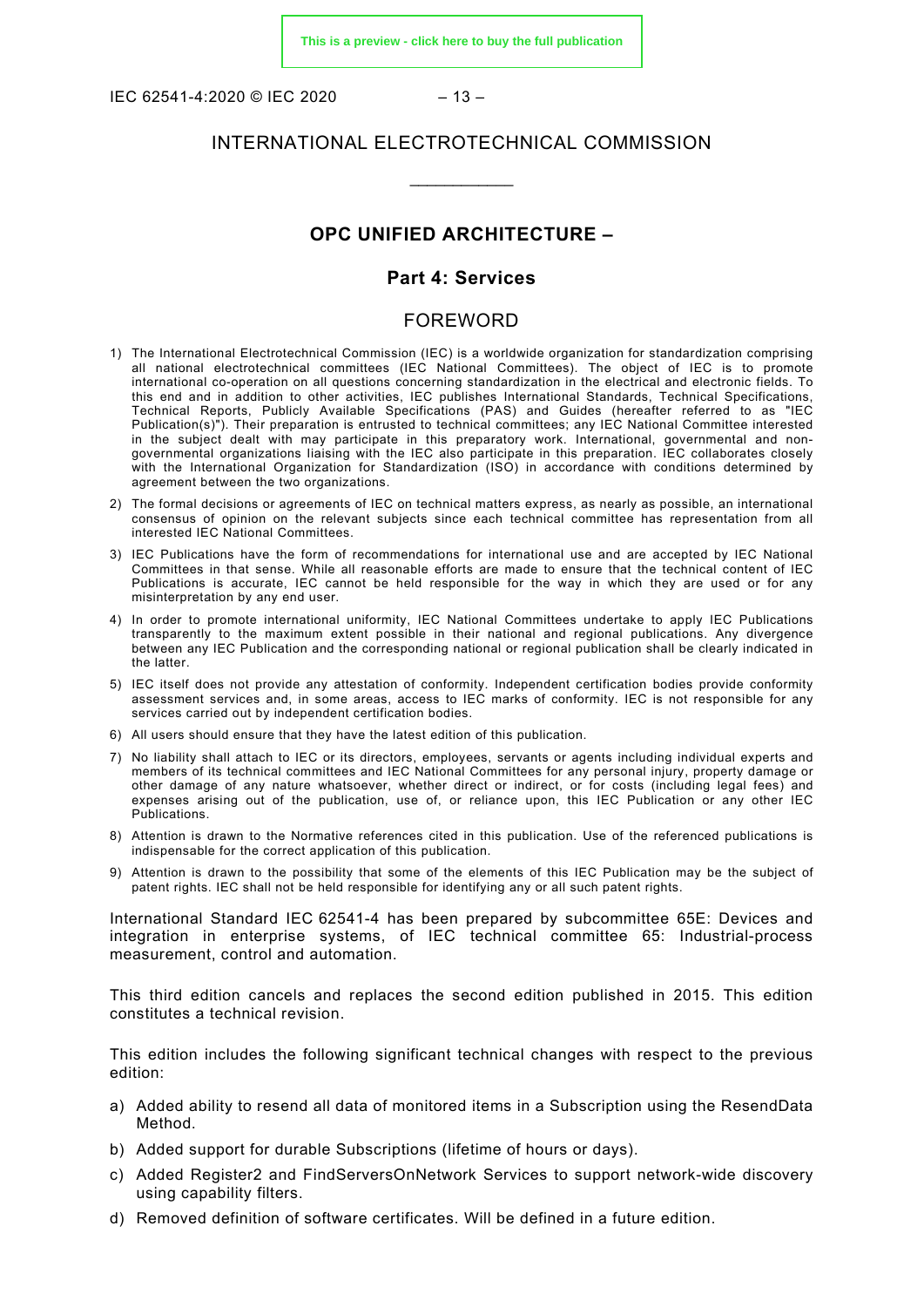# INTERNATIONAL ELECTROTECHNICAL COMMISSION

\_\_\_\_\_\_\_\_\_\_\_\_

## OPC UNIFIED ARCHITECTURE –

## Part 4: Services

## FOREWORD

1) The International Electrotechnical Commission (IEC) is a worldwide organization for standardization comprising all national electrotechnical committees (IEC National Committees). The object of IEC is to promote international co-operation on all questions concerning standardization in the electrical and electronic fields. To this end and in addition to other activities, IEC publishes International Standards, Technical Specifications, Technical Reports, Publicly Available Specifications (PAS) and Guides (hereafter referred to as "IEC Publication(s)"). Their preparation is entrusted to technical committees; any IEC National Committee interested in the subject dealt with may participate in this preparatory work. International, governmental and non-governmental organizations liaising with the IEC also participate in this preparation. IEC collaborates closely with the International Organization for Standardization (ISO) in accordance with conditions determined by agreement between the two organizations.
2) The formal decisions or agreements of IEC on technical matters express, as nearly as possible, an international consensus of opinion on the relevant subjects since each technical committee has representation from all interested IEC National Committees.
3) IEC Publications have the form of recommendations for international use and are accepted by IEC National Committees in that sense. While all reasonable efforts are made to ensure that the technical content of IEC Publications is accurate, IEC cannot be held responsible for the way in which they are used or for any misinterpretation by any end user.
4) In order to promote international uniformity, IEC National Committees undertake to apply IEC Publications transparently to the maximum extent possible in their national and regional publications. Any divergence between any IEC Publication and the corresponding national or regional publication shall be clearly indicated in the latter.
5) IEC itself does not provide any attestation of conformity. Independent certification bodies provide conformity assessment services and, in some areas, access to IEC marks of conformity. IEC is not responsible for any services carried out by independent certification bodies.
6) All users should ensure that they have the latest edition of this publication.
7) No liability shall attach to IEC or its directors, employees, servants or agents including individual experts and members of its technical committees and IEC National Committees for any personal injury, property damage or other damage of any nature whatsoever, whether direct or indirect, or for costs (including legal fees) and expenses arising out of the publication, use of, or reliance upon, this IEC Publication or any other IEC Publications.
8) Attention is drawn to the Normative references cited in this publication. Use of the referenced publications is indispensable for the correct application of this publication.
9) Attention is drawn to the possibility that some of the elements of this IEC Publication may be the subject of patent rights. IEC shall not be held responsible for identifying any or all such patent rights.

International Standard IEC 62541-4 has been prepared by subcommittee 65E: Devices and integration in enterprise systems, of IEC technical committee 65: Industrial-process measurement, control and automation.

This third edition cancels and replaces the second edition published in 2015. This edition constitutes a technical revision.

This edition includes the following significant technical changes with respect to the previous edition:

a) Added ability to resend all data of monitored items in a Subscription using the ResendData Method.
b) Added support for durable Subscriptions (lifetime of hours or days).
c) Added Register2 and FindServersOnNetwork Services to support network-wide discovery using capability filters.
d) Removed definition of software certificates. Will be defined in a future edition.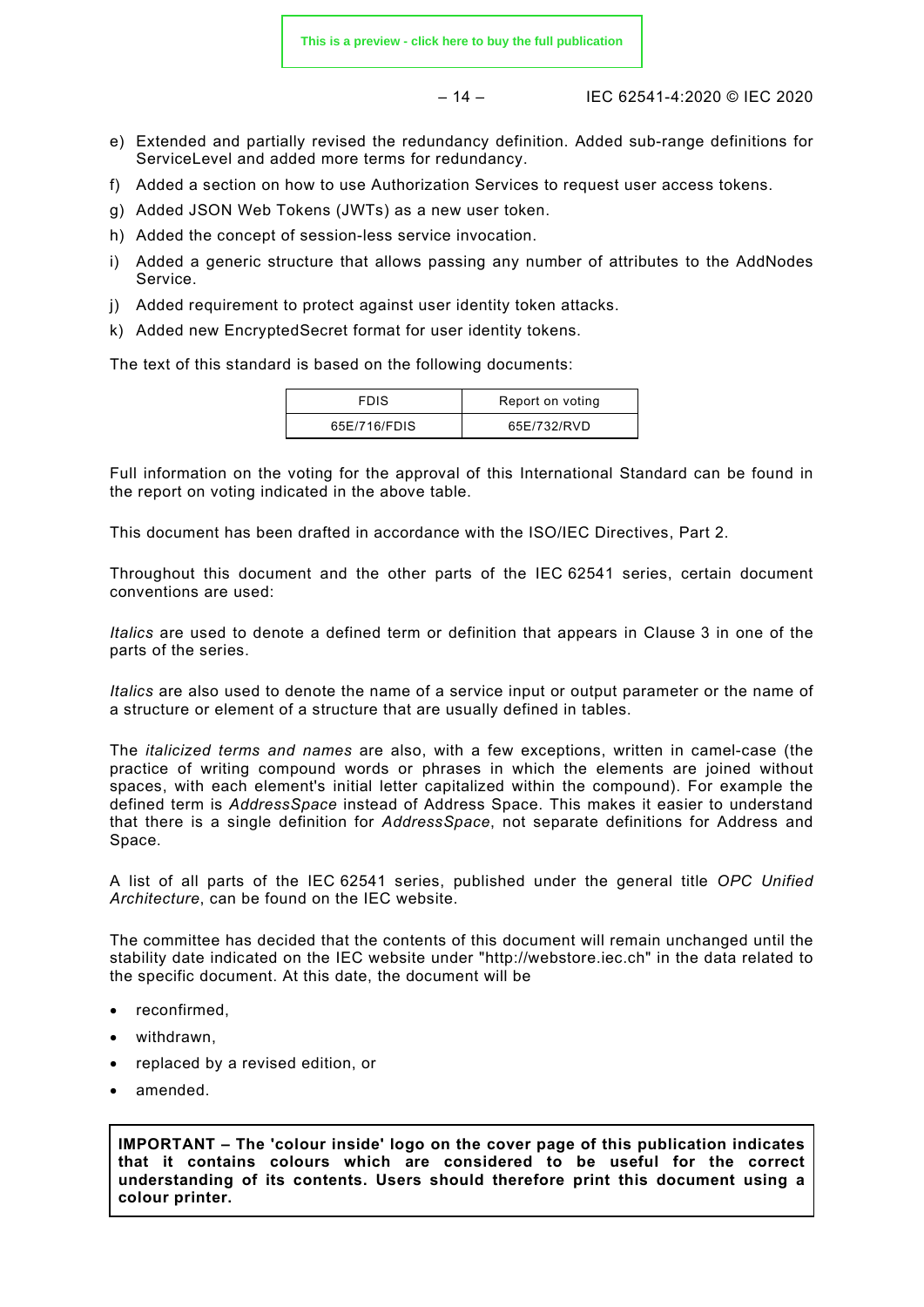e) Extended and partially revised the redundancy definition. Added sub-range definitions for ServiceLevel and added more terms for redundancy.

f) Added a section on how to use Authorization Services to request user access tokens.

g) Added JSON Web Tokens (JWTs) as a new user token.

h) Added the concept of session-less service invocation.

i) Added a generic structure that allows passing any number of attributes to the AddNodes Service.

j) Added requirement to protect against user identity token attacks.

k) Added new EncryptedSecret format for user identity tokens.

The text of this standard is based on the following documents:

| FDIS | Report on voting |
| --- | --- |
| 65E/716/FDIS | 65E/732/RVD |

Full information on the voting for the approval of this International Standard can be found in the report on voting indicated in the above table.

This document has been drafted in accordance with the ISO/IEC Directives, Part 2.

Throughout this document and the other parts of the IEC 62541 series, certain document conventions are used:

*Italics* are used to denote a defined term or definition that appears in Clause 3 in one of the parts of the series.

*Italics* are also used to denote the name of a service input or output parameter or the name of a structure or element of a structure that are usually defined in tables.

The *italicized terms and names* are also, with a few exceptions, written in camel-case (the practice of writing compound words or phrases in which the elements are joined without spaces, with each element's initial letter capitalized within the compound). For example the defined term is *AddressSpace* instead of Address Space. This makes it easier to understand that there is a single definition for *AddressSpace*, not separate definitions for Address and Space.

A list of all parts of the IEC 62541 series, published under the general title *OPC Unified Architecture*, can be found on the IEC website.

The committee has decided that the contents of this document will remain unchanged until the stability date indicated on the IEC website under "http://webstore.iec.ch" in the data related to the specific document. At this date, the document will be

- reconfirmed,
- withdrawn,
- replaced by a revised edition, or
- amended.

**IMPORTANT – The 'colour inside' logo on the cover page of this publication indicates that it contains colours which are considered to be useful for the correct understanding of its contents. Users should therefore print this document using a colour printer.**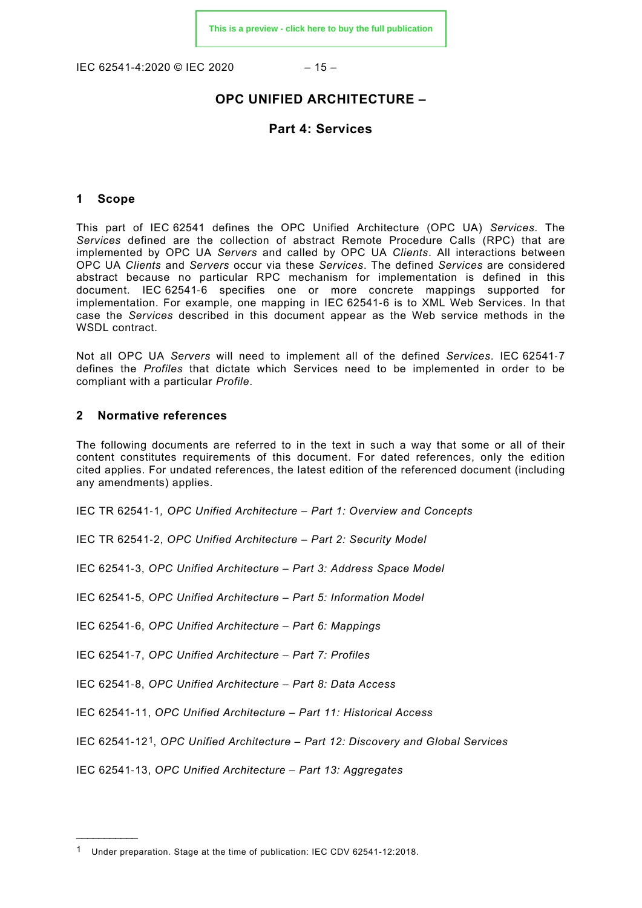# OPC UNIFIED ARCHITECTURE –

## Part 4: Services

## 1 Scope

This part of IEC 62541 defines the OPC Unified Architecture (OPC UA) *Services*. The *Services* defined are the collection of abstract Remote Procedure Calls (RPC) that are implemented by OPC UA *Servers* and called by OPC UA *Clients*. All interactions between OPC UA *Clients* and *Servers* occur via these *Services*. The defined *Services* are considered abstract because no particular RPC mechanism for implementation is defined in this document. IEC 62541-6 specifies one or more concrete mappings supported for implementation. For example, one mapping in IEC 62541-6 is to XML Web Services. In that case the *Services* described in this document appear as the Web service methods in the WSDL contract.

Not all OPC UA *Servers* will need to implement all of the defined *Services*. IEC 62541-7 defines the *Profiles* that dictate which Services need to be implemented in order to be compliant with a particular *Profile*.

## 2 Normative references

The following documents are referred to in the text in such a way that some or all of their content constitutes requirements of this document. For dated references, only the edition cited applies. For undated references, the latest edition of the referenced document (including any amendments) applies.

IEC TR 62541-1*, OPC Unified Architecture – Part 1: Overview and Concepts*

IEC TR 62541-2, *OPC Unified Architecture – Part 2: Security Model*

IEC 62541-3, *OPC Unified Architecture – Part 3: Address Space Model*

IEC 62541-5, *OPC Unified Architecture – Part 5: Information Model*

IEC 62541-6, *OPC Unified Architecture – Part 6: Mappings*

IEC 62541-7, *OPC Unified Architecture – Part 7: Profiles*

IEC 62541-8, *OPC Unified Architecture – Part 8: Data Access*

IEC 62541-11, *OPC Unified Architecture – Part 11: Historical Access*

IEC 62541-12[1], *OPC Unified Architecture – Part 12: Discovery and Global Services*

IEC 62541-13, *OPC Unified Architecture – Part 13: Aggregates*

---

[1] Under preparation. Stage at the time of publication: IEC CDV 62541-12:2018.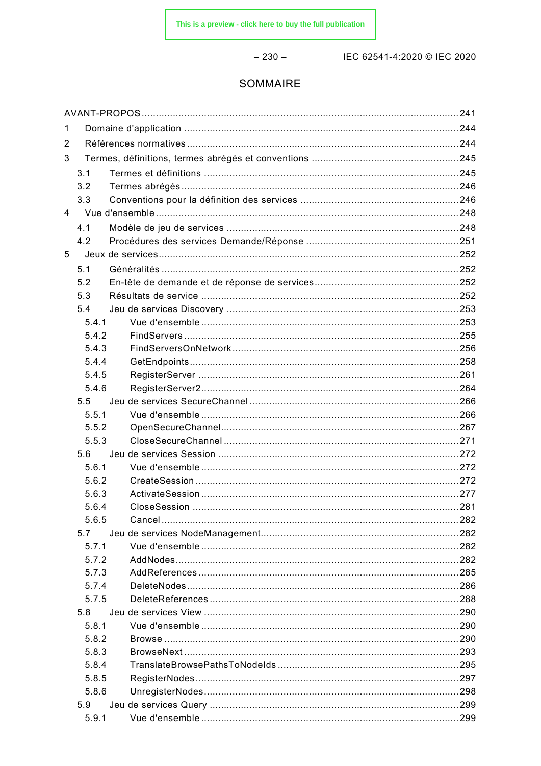# SOMMAIRE

AVANT-PROPOS ..... 241

1 Domaine d'application ..... 244

2 Références normatives ..... 244

3 Termes, définitions, termes abrégés et conventions ..... 245

- 3.1 Termes et définitions ..... 245
- 3.2 Termes abrégés ..... 246
- 3.3 Conventions pour la définition des services ..... 246

4 Vue d'ensemble ..... 248

- 4.1 Modèle de jeu de services ..... 248
- 4.2 Procédures des services Demande/Réponse ..... 251

5 Jeux de services ..... 252

- 5.1 Généralités ..... 252
- 5.2 En-tête de demande et de réponse de services ..... 252
- 5.3 Résultats de service ..... 252
- 5.4 Jeu de services Discovery ..... 253
  - 5.4.1 Vue d'ensemble ..... 253
  - 5.4.2 FindServers ..... 255
  - 5.4.3 FindServersOnNetwork ..... 256
  - 5.4.4 GetEndpoints ..... 258
  - 5.4.5 RegisterServer ..... 261
  - 5.4.6 RegisterServer2 ..... 264
- 5.5 Jeu de services SecureChannel ..... 266
  - 5.5.1 Vue d'ensemble ..... 266
  - 5.5.2 OpenSecureChannel ..... 267
  - 5.5.3 CloseSecureChannel ..... 271
- 5.6 Jeu de services Session ..... 272
  - 5.6.1 Vue d'ensemble ..... 272
  - 5.6.2 CreateSession ..... 272
  - 5.6.3 ActivateSession ..... 277
  - 5.6.4 CloseSession ..... 281
  - 5.6.5 Cancel ..... 282
- 5.7 Jeu de services NodeManagement ..... 282
  - 5.7.1 Vue d'ensemble ..... 282
  - 5.7.2 AddNodes ..... 282
  - 5.7.3 AddReferences ..... 285
  - 5.7.4 DeleteNodes ..... 286
  - 5.7.5 DeleteReferences ..... 288
- 5.8 Jeu de services View ..... 290
  - 5.8.1 Vue d'ensemble ..... 290
  - 5.8.2 Browse ..... 290
  - 5.8.3 BrowseNext ..... 293
  - 5.8.4 TranslateBrowsePathsToNodeIds ..... 295
  - 5.8.5 RegisterNodes ..... 297
  - 5.8.6 UnregisterNodes ..... 298
- 5.9 Jeu de services Query ..... 299
  - 5.9.1 Vue d'ensemble ..... 299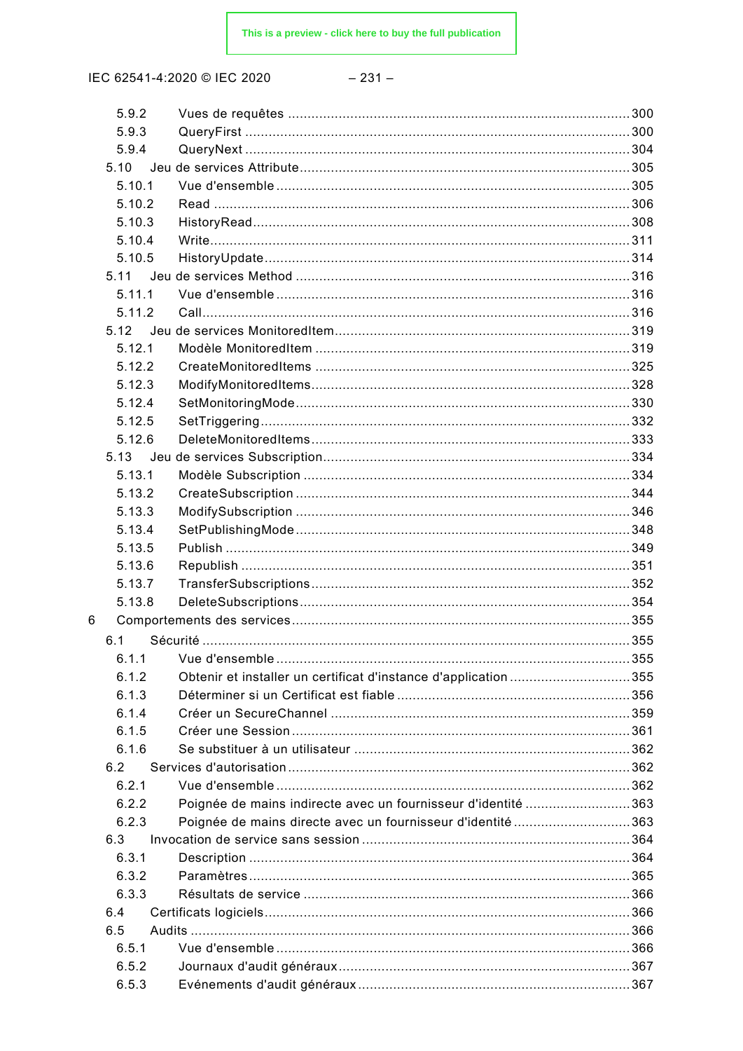5.9.2 Vues de requêtes ........................................................................................ 300
5.9.3 QueryFirst .................................................................................................. 300
5.9.4 QueryNext .................................................................................................. 304
5.10 Jeu de services Attribute ................................................................................. 305
5.10.1 Vue d'ensemble ......................................................................................... 305
5.10.2 Read .......................................................................................................... 306
5.10.3 HistoryRead ................................................................................................ 308
5.10.4 Write........................................................................................................... 311
5.10.5 HistoryUpdate ............................................................................................. 314
5.11 Jeu de services Method .................................................................................... 316
5.11.1 Vue d'ensemble ......................................................................................... 316
5.11.2 Call............................................................................................................. 316
5.12 Jeu de services MonitoredItem.......................................................................... 319
5.12.1 Modèle MonitoredItem ................................................................................ 319
5.12.2 CreateMonitoredItems ................................................................................ 325
5.12.3 ModifyMonitoredItems................................................................................. 328
5.12.4 SetMonitoringMode .................................................................................... 330
5.12.5 SetTriggering ............................................................................................. 332
5.12.6 DeleteMonitoredItems................................................................................. 333
5.13 Jeu de services Subscription............................................................................. 334
5.13.1 Modèle Subscription ................................................................................... 334
5.13.2 CreateSubscription ..................................................................................... 344
5.13.3 ModifySubscription ..................................................................................... 346
5.13.4 SetPublishingMode ..................................................................................... 348
5.13.5 Publish ....................................................................................................... 349
5.13.6 Republish ................................................................................................... 351
5.13.7 TransferSubscriptions ................................................................................. 352
5.13.8 DeleteSubscriptions .................................................................................... 354

6 Comportements des services ..................................................................................... 355
6.1 Sécurité ............................................................................................................ 355
6.1.1 Vue d'ensemble ......................................................................................... 355
6.1.2 Obtenir et installer un certificat d'instance d'application ............................... 355
6.1.3 Déterminer si un Certificat est fiable ........................................................... 356
6.1.4 Créer un SecureChannel ............................................................................ 359
6.1.5 Créer une Session ...................................................................................... 361
6.1.6 Se substituer à un utilisateur ...................................................................... 362
6.2 Services d'autorisation ...................................................................................... 362
6.2.1 Vue d'ensemble ......................................................................................... 362
6.2.2 Poignée de mains indirecte avec un fournisseur d'identité ........................... 363
6.2.3 Poignée de mains directe avec un fournisseur d'identité ............................. 363
6.3 Invocation de service sans session .................................................................... 364
6.3.1 Description ................................................................................................ 364
6.3.2 Paramètres................................................................................................. 365
6.3.3 Résultats de service .................................................................................. 366
6.4 Certificats logiciels ............................................................................................ 366
6.5 Audits ............................................................................................................... 366
6.5.1 Vue d'ensemble ......................................................................................... 366
6.5.2 Journaux d'audit généraux .......................................................................... 367
6.5.3 Evénements d'audit généraux ..................................................................... 367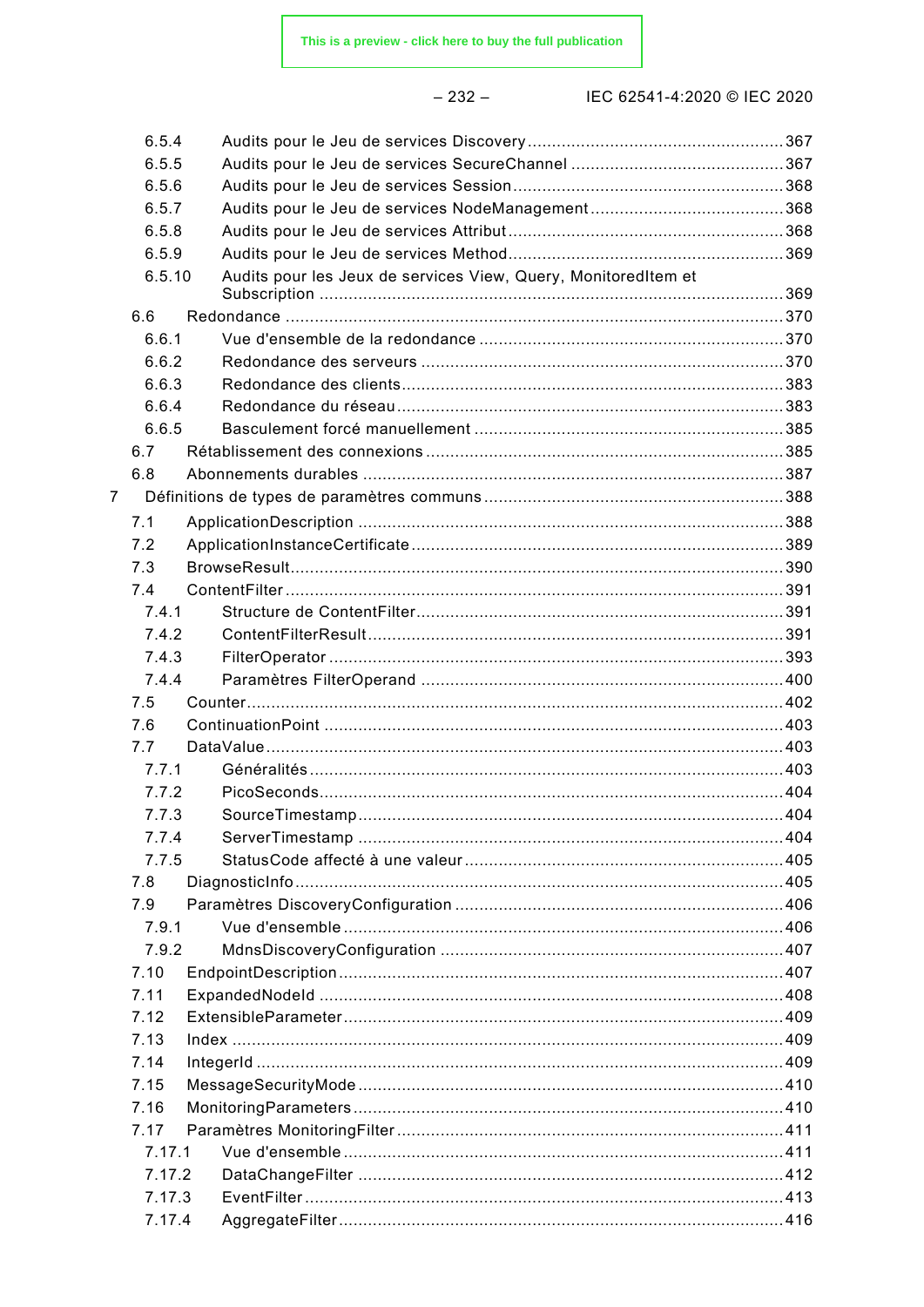6.5.4 Audits pour le Jeu de services Discovery .......... 367
6.5.5 Audits pour le Jeu de services SecureChannel .......... 367
6.5.6 Audits pour le Jeu de services Session .......... 368
6.5.7 Audits pour le Jeu de services NodeManagement .......... 368
6.5.8 Audits pour le Jeu de services Attribut .......... 368
6.5.9 Audits pour le Jeu de services Method .......... 369
6.5.10 Audits pour les Jeux de services View, Query, MonitoredItem et Subscription .......... 369
6.6 Redondance .......... 370
6.6.1 Vue d'ensemble de la redondance .......... 370
6.6.2 Redondance des serveurs .......... 370
6.6.3 Redondance des clients .......... 383
6.6.4 Redondance du réseau .......... 383
6.6.5 Basculement forcé manuellement .......... 385
6.7 Rétablissement des connexions .......... 385
6.8 Abonnements durables .......... 387
7 Définitions de types de paramètres communs .......... 388
7.1 ApplicationDescription .......... 388
7.2 ApplicationInstanceCertificate .......... 389
7.3 BrowseResult .......... 390
7.4 ContentFilter .......... 391
7.4.1 Structure de ContentFilter .......... 391
7.4.2 ContentFilterResult .......... 391
7.4.3 FilterOperator .......... 393
7.4.4 Paramètres FilterOperand .......... 400
7.5 Counter .......... 402
7.6 ContinuationPoint .......... 403
7.7 DataValue .......... 403
7.7.1 Généralités .......... 403
7.7.2 PicoSeconds .......... 404
7.7.3 SourceTimestamp .......... 404
7.7.4 ServerTimestamp .......... 404
7.7.5 StatusCode affecté à une valeur .......... 405
7.8 DiagnosticInfo .......... 405
7.9 Paramètres DiscoveryConfiguration .......... 406
7.9.1 Vue d'ensemble .......... 406
7.9.2 MdnsDiscoveryConfiguration .......... 407
7.10 EndpointDescription .......... 407
7.11 ExpandedNodeId .......... 408
7.12 ExtensibleParameter .......... 409
7.13 Index .......... 409
7.14 IntegerId .......... 409
7.15 MessageSecurityMode .......... 410
7.16 MonitoringParameters .......... 410
7.17 Paramètres MonitoringFilter .......... 411
7.17.1 Vue d'ensemble .......... 411
7.17.2 DataChangeFilter .......... 412
7.17.3 EventFilter .......... 413
7.17.4 AggregateFilter .......... 416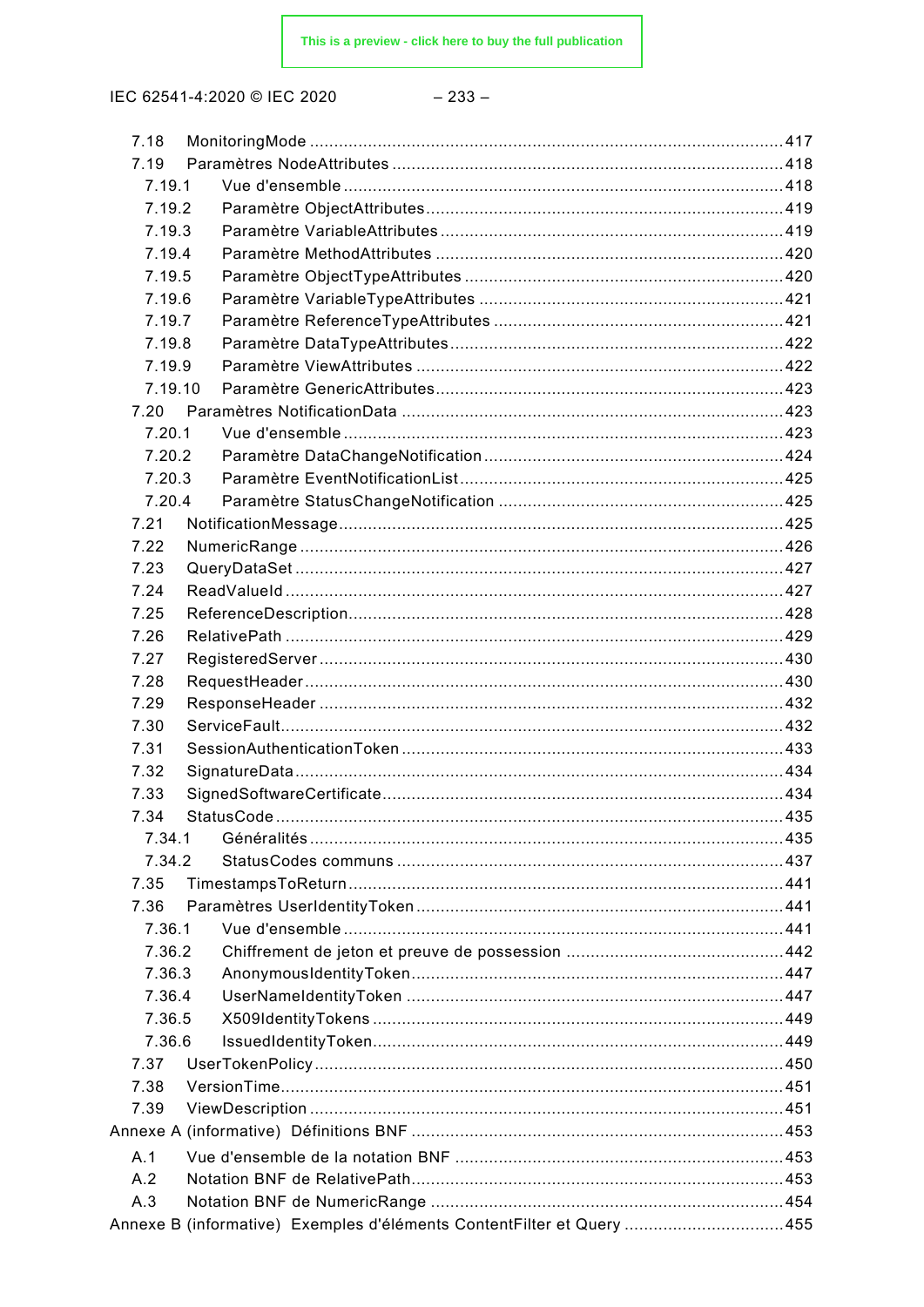7.18 MonitoringMode ....................................................................................................417
7.19 Paramètres NodeAttributes ...................................................................................418
7.19.1 Vue d'ensemble ...........................................................................................418
7.19.2 Paramètre ObjectAttributes ..........................................................................419
7.19.3 Paramètre VariableAttributes .......................................................................419
7.19.4 Paramètre MethodAttributes ........................................................................420
7.19.5 Paramètre ObjectTypeAttributes ...................................................................420
7.19.6 Paramètre VariableTypeAttributes ................................................................421
7.19.7 Paramètre ReferenceTypeAttributes .............................................................421
7.19.8 Paramètre DataTypeAttributes .....................................................................422
7.19.9 Paramètre ViewAttributes ............................................................................422
7.19.10 Paramètre GenericAttributes ........................................................................423
7.20 Paramètres NotificationData .................................................................................423
7.20.1 Vue d'ensemble ...........................................................................................423
7.20.2 Paramètre DataChangeNotification ...............................................................424
7.20.3 Paramètre EventNotificationList ...................................................................425
7.20.4 Paramètre StatusChangeNotification ............................................................425
7.21 NotificationMessage ............................................................................................425
7.22 NumericRange .....................................................................................................426
7.23 QueryDataSet ......................................................................................................427
7.24 ReadValueId ........................................................................................................427
7.25 ReferenceDescription ...........................................................................................428
7.26 RelativePath ........................................................................................................429
7.27 RegisteredServer .................................................................................................430
7.28 RequestHeader ....................................................................................................430
7.29 ResponseHeader ..................................................................................................432
7.30 ServiceFault .........................................................................................................432
7.31 SessionAuthenticationToken .................................................................................433
7.32 SignatureData ......................................................................................................434
7.33 SignedSoftwareCertificate ....................................................................................434
7.34 StatusCode ..........................................................................................................435
7.34.1 Généralités ..................................................................................................435
7.34.2 StatusCodes communs .................................................................................437
7.35 TimestampsToReturn ............................................................................................441
7.36 Paramètres UserIdentityToken ..............................................................................441
7.36.1 Vue d'ensemble ...........................................................................................441
7.36.2 Chiffrement de jeton et preuve de possession ...............................................442
7.36.3 AnonymousIdentityToken ..............................................................................447
7.36.4 UserNameIdentityToken ...............................................................................447
7.36.5 X509IdentityTokens ......................................................................................449
7.36.6 IssuedIdentityToken .....................................................................................449
7.37 UserTokenPolicy ..................................................................................................450
7.38 VersionTime .........................................................................................................451
7.39 ViewDescription ...................................................................................................451
Annexe A (informative) Définitions BNF ......................................................................453
A.1 Vue d'ensemble de la notation BNF .......................................................................453
A.2 Notation BNF de RelativePath ...............................................................................453
A.3 Notation BNF de NumericRange ...........................................................................454
Annexe B (informative) Exemples d'éléments ContentFilter et Query ..................................455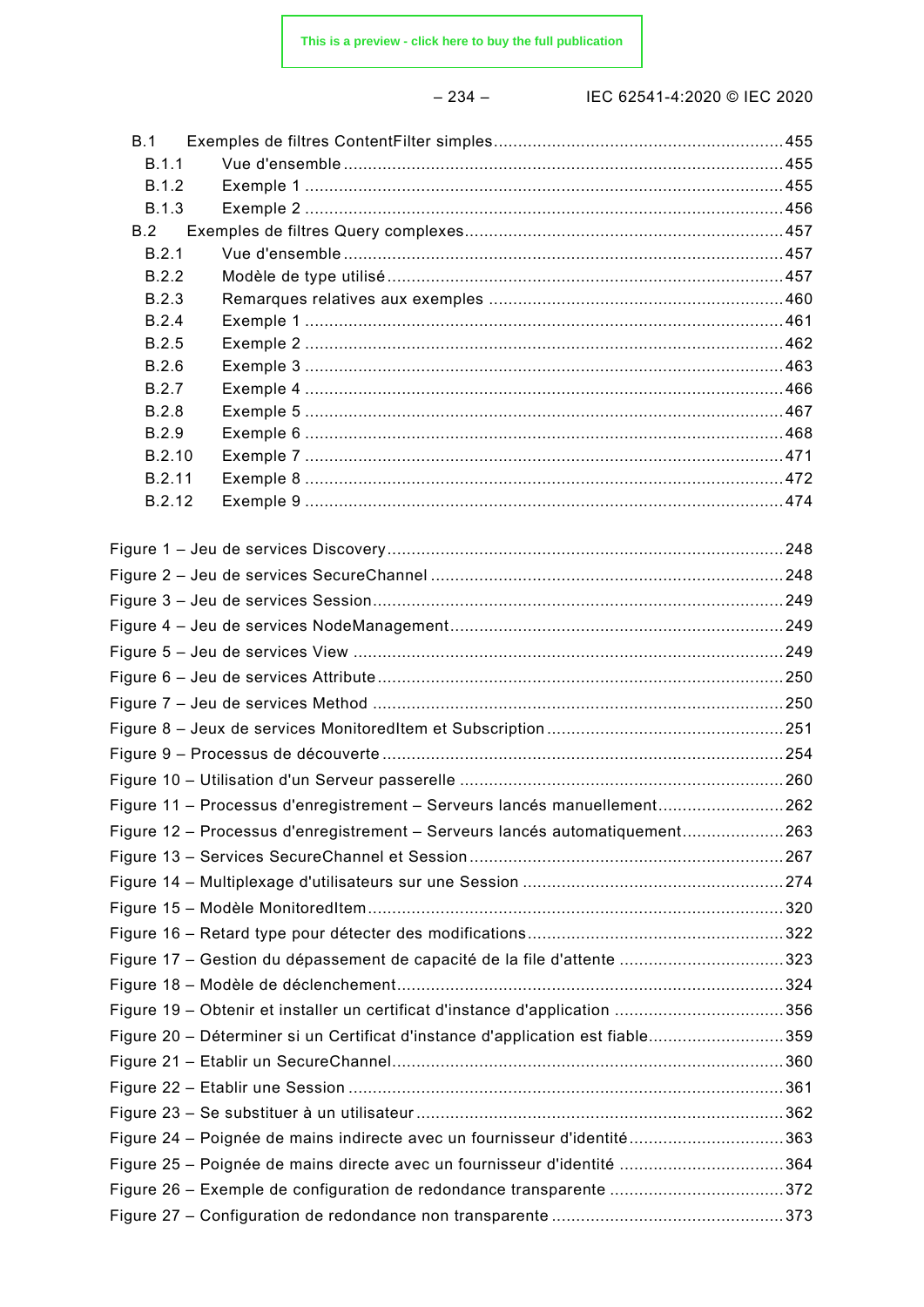B.1 Exemples de filtres ContentFilter simples ..... 455
  B.1.1 Vue d'ensemble ..... 455
  B.1.2 Exemple 1 ..... 455
  B.1.3 Exemple 2 ..... 456
B.2 Exemples de filtres Query complexes ..... 457
  B.2.1 Vue d'ensemble ..... 457
  B.2.2 Modèle de type utilisé ..... 457
  B.2.3 Remarques relatives aux exemples ..... 460
  B.2.4 Exemple 1 ..... 461
  B.2.5 Exemple 2 ..... 462
  B.2.6 Exemple 3 ..... 463
  B.2.7 Exemple 4 ..... 466
  B.2.8 Exemple 5 ..... 467
  B.2.9 Exemple 6 ..... 468
  B.2.10 Exemple 7 ..... 471
  B.2.11 Exemple 8 ..... 472
  B.2.12 Exemple 9 ..... 474

Figure 1 – Jeu de services Discovery ..... 248
Figure 2 – Jeu de services SecureChannel ..... 248
Figure 3 – Jeu de services Session ..... 249
Figure 4 – Jeu de services NodeManagement ..... 249
Figure 5 – Jeu de services View ..... 249
Figure 6 – Jeu de services Attribute ..... 250
Figure 7 – Jeu de services Method ..... 250
Figure 8 – Jeux de services MonitoredItem et Subscription ..... 251
Figure 9 – Processus de découverte ..... 254
Figure 10 – Utilisation d'un Serveur passerelle ..... 260
Figure 11 – Processus d'enregistrement – Serveurs lancés manuellement ..... 262
Figure 12 – Processus d'enregistrement – Serveurs lancés automatiquement ..... 263
Figure 13 – Services SecureChannel et Session ..... 267
Figure 14 – Multiplexage d'utilisateurs sur une Session ..... 274
Figure 15 – Modèle MonitoredItem ..... 320
Figure 16 – Retard type pour détecter des modifications ..... 322
Figure 17 – Gestion du dépassement de capacité de la file d'attente ..... 323
Figure 18 – Modèle de déclenchement ..... 324
Figure 19 – Obtenir et installer un certificat d'instance d'application ..... 356
Figure 20 – Déterminer si un Certificat d'instance d'application est fiable ..... 359
Figure 21 – Etablir un SecureChannel ..... 360
Figure 22 – Etablir une Session ..... 361
Figure 23 – Se substituer à un utilisateur ..... 362
Figure 24 – Poignée de mains indirecte avec un fournisseur d'identité ..... 363
Figure 25 – Poignée de mains directe avec un fournisseur d'identité ..... 364
Figure 26 – Exemple de configuration de redondance transparente ..... 372
Figure 27 – Configuration de redondance non transparente ..... 373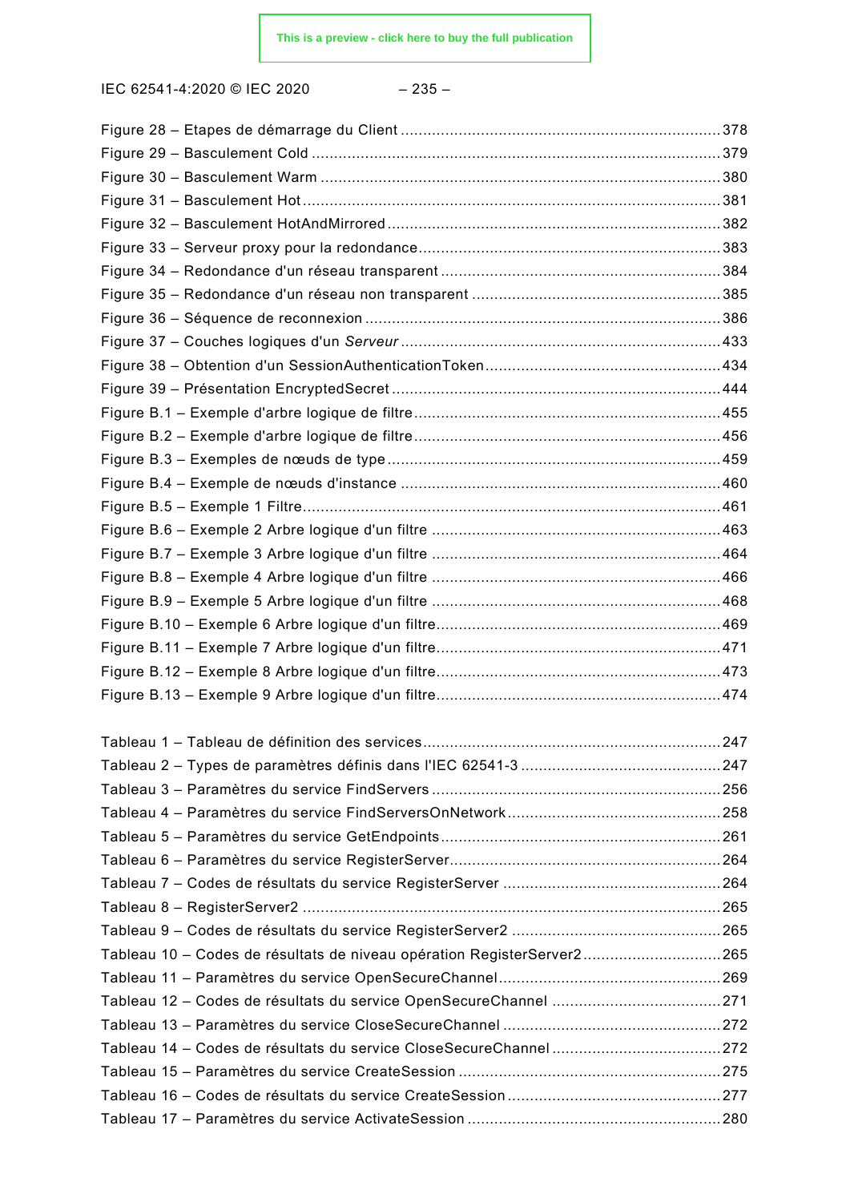Figure 28 – Etapes de démarrage du Client ........................................................................378
Figure 29 – Basculement Cold ...........................................................................................379
Figure 30 – Basculement Warm .........................................................................................380
Figure 31 – Basculement Hot .............................................................................................381
Figure 32 – Basculement HotAndMirrored ...........................................................................382
Figure 33 – Serveur proxy pour la redondance ....................................................................383
Figure 34 – Redondance d'un réseau transparent ...............................................................384
Figure 35 – Redondance d'un réseau non transparent ........................................................385
Figure 36 – Séquence de reconnexion ................................................................................386
Figure 37 – Couches logiques d'un *Serveur* .......................................................................433
Figure 38 – Obtention d'un SessionAuthenticationToken .....................................................434
Figure 39 – Présentation EncryptedSecret ..........................................................................444
Figure B.1 – Exemple d'arbre logique de filtre .....................................................................455
Figure B.2 – Exemple d'arbre logique de filtre .....................................................................456
Figure B.3 – Exemples de nœuds de type ..........................................................................459
Figure B.4 – Exemple de nœuds d'instance ........................................................................460
Figure B.5 – Exemple 1 Filtre .............................................................................................461
Figure B.6 – Exemple 2 Arbre logique d'un filtre .................................................................463
Figure B.7 – Exemple 3 Arbre logique d'un filtre .................................................................464
Figure B.8 – Exemple 4 Arbre logique d'un filtre .................................................................466
Figure B.9 – Exemple 5 Arbre logique d'un filtre .................................................................468
Figure B.10 – Exemple 6 Arbre logique d'un filtre ................................................................469
Figure B.11 – Exemple 7 Arbre logique d'un filtre ................................................................471
Figure B.12 – Exemple 8 Arbre logique d'un filtre ................................................................473
Figure B.13 – Exemple 9 Arbre logique d'un filtre ................................................................474

Tableau 1 – Tableau de définition des services ...................................................................247
Tableau 2 – Types de paramètres définis dans l'IEC 62541-3 .............................................247
Tableau 3 – Paramètres du service FindServers .................................................................256
Tableau 4 – Paramètres du service FindServersOnNetwork ................................................258
Tableau 5 – Paramètres du service GetEndpoints ...............................................................261
Tableau 6 – Paramètres du service RegisterServer .............................................................264
Tableau 7 – Codes de résultats du service RegisterServer .................................................264
Tableau 8 – RegisterServer2 ..............................................................................................265
Tableau 9 – Codes de résultats du service RegisterServer2 ...............................................265
Tableau 10 – Codes de résultats de niveau opération RegisterServer2 ...............................265
Tableau 11 – Paramètres du service OpenSecureChannel ..................................................269
Tableau 12 – Codes de résultats du service OpenSecureChannel ......................................271
Tableau 13 – Paramètres du service CloseSecureChannel .................................................272
Tableau 14 – Codes de résultats du service CloseSecureChannel ......................................272
Tableau 15 – Paramètres du service CreateSession ...........................................................275
Tableau 16 – Codes de résultats du service CreateSession ................................................277
Tableau 17 – Paramètres du service ActivateSession .........................................................280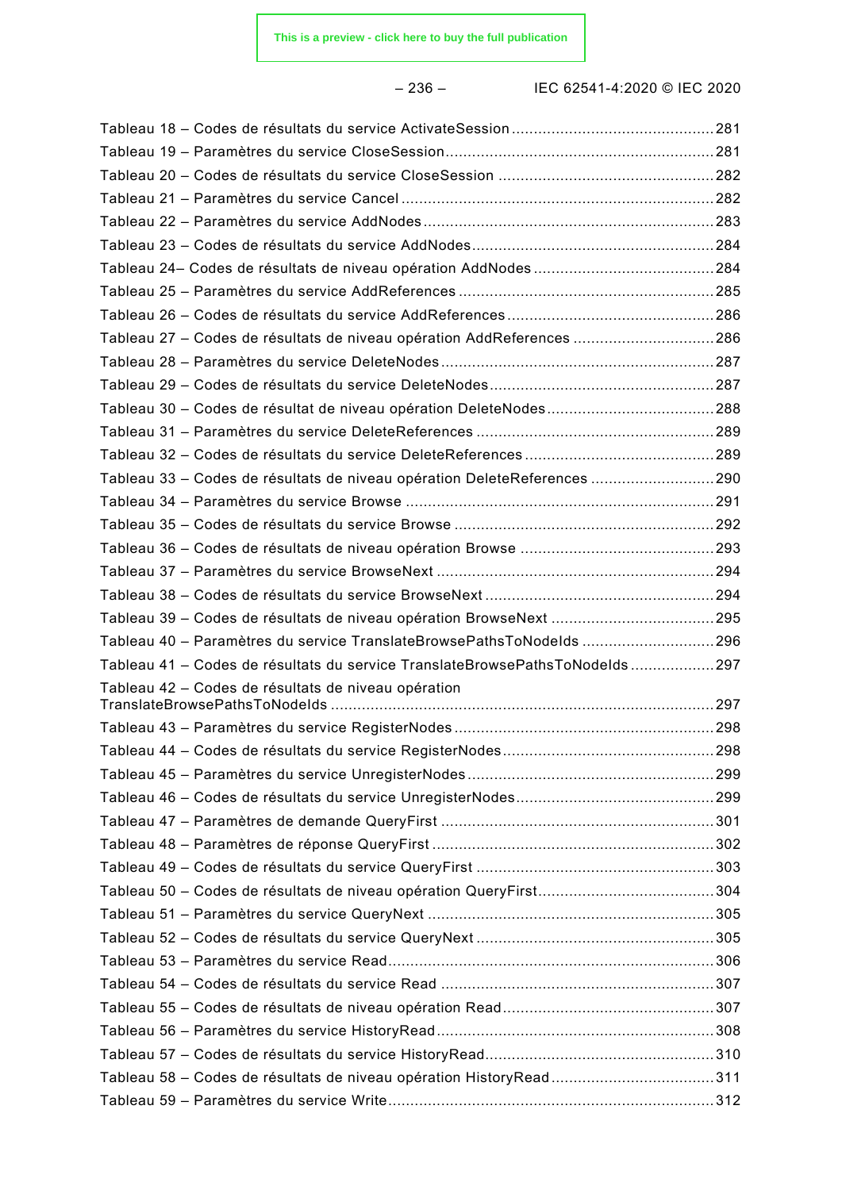Tableau 18 – Codes de résultats du service ActivateSession ............................................. 281
Tableau 19 – Paramètres du service CloseSession ............................................................ 281
Tableau 20 – Codes de résultats du service CloseSession ................................................ 282
Tableau 21 – Paramètres du service Cancel ...................................................................... 282
Tableau 22 – Paramètres du service AddNodes ................................................................. 283
Tableau 23 – Codes de résultats du service AddNodes ...................................................... 284
Tableau 24– Codes de résultats de niveau opération AddNodes ........................................ 284
Tableau 25 – Paramètres du service AddReferences ......................................................... 285
Tableau 26 – Codes de résultats du service AddReferences .............................................. 286
Tableau 27 – Codes de résultats de niveau opération AddReferences ............................... 286
Tableau 28 – Paramètres du service DeleteNodes ............................................................. 287
Tableau 29 – Codes de résultats du service DeleteNodes .................................................. 287
Tableau 30 – Codes de résultat de niveau opération DeleteNodes ..................................... 288
Tableau 31 – Paramètres du service DeleteReferences ..................................................... 289
Tableau 32 – Codes de résultats du service DeleteReferences .......................................... 289
Tableau 33 – Codes de résultats de niveau opération DeleteReferences ........................... 290
Tableau 34 – Paramètres du service Browse ..................................................................... 291
Tableau 35 – Codes de résultats du service Browse .......................................................... 292
Tableau 36 – Codes de résultats de niveau opération Browse ........................................... 293
Tableau 37 – Paramètres du service BrowseNext .............................................................. 294
Tableau 38 – Codes de résultats du service BrowseNext ................................................... 294
Tableau 39 – Codes de résultats de niveau opération BrowseNext .................................... 295
Tableau 40 – Paramètres du service TranslateBrowsePathsToNodeIds ............................. 296
Tableau 41 – Codes de résultats du service TranslateBrowsePathsToNodeIds .................. 297
Tableau 42 – Codes de résultats de niveau opération TranslateBrowsePathsToNodeIds ..................................................................................... 297
Tableau 43 – Paramètres du service RegisterNodes .......................................................... 298
Tableau 44 – Codes de résultats du service RegisterNodes ............................................... 298
Tableau 45 – Paramètres du service UnregisterNodes ....................................................... 299
Tableau 46 – Codes de résultats du service UnregisterNodes ............................................ 299
Tableau 47 – Paramètres de demande QueryFirst ............................................................. 301
Tableau 48 – Paramètres de réponse QueryFirst ............................................................... 302
Tableau 49 – Codes de résultats du service QueryFirst ..................................................... 303
Tableau 50 – Codes de résultats de niveau opération QueryFirst ....................................... 304
Tableau 51 – Paramètres du service QueryNext ................................................................ 305
Tableau 52 – Codes de résultats du service QueryNext ..................................................... 305
Tableau 53 – Paramètres du service Read ......................................................................... 306
Tableau 54 – Codes de résultats du service Read ............................................................. 307
Tableau 55 – Codes de résultats de niveau opération Read ............................................... 307
Tableau 56 – Paramètres du service HistoryRead .............................................................. 308
Tableau 57 – Codes de résultats du service HistoryRead ................................................... 310
Tableau 58 – Codes de résultats de niveau opération HistoryRead .................................... 311
Tableau 59 – Paramètres du service Write ......................................................................... 312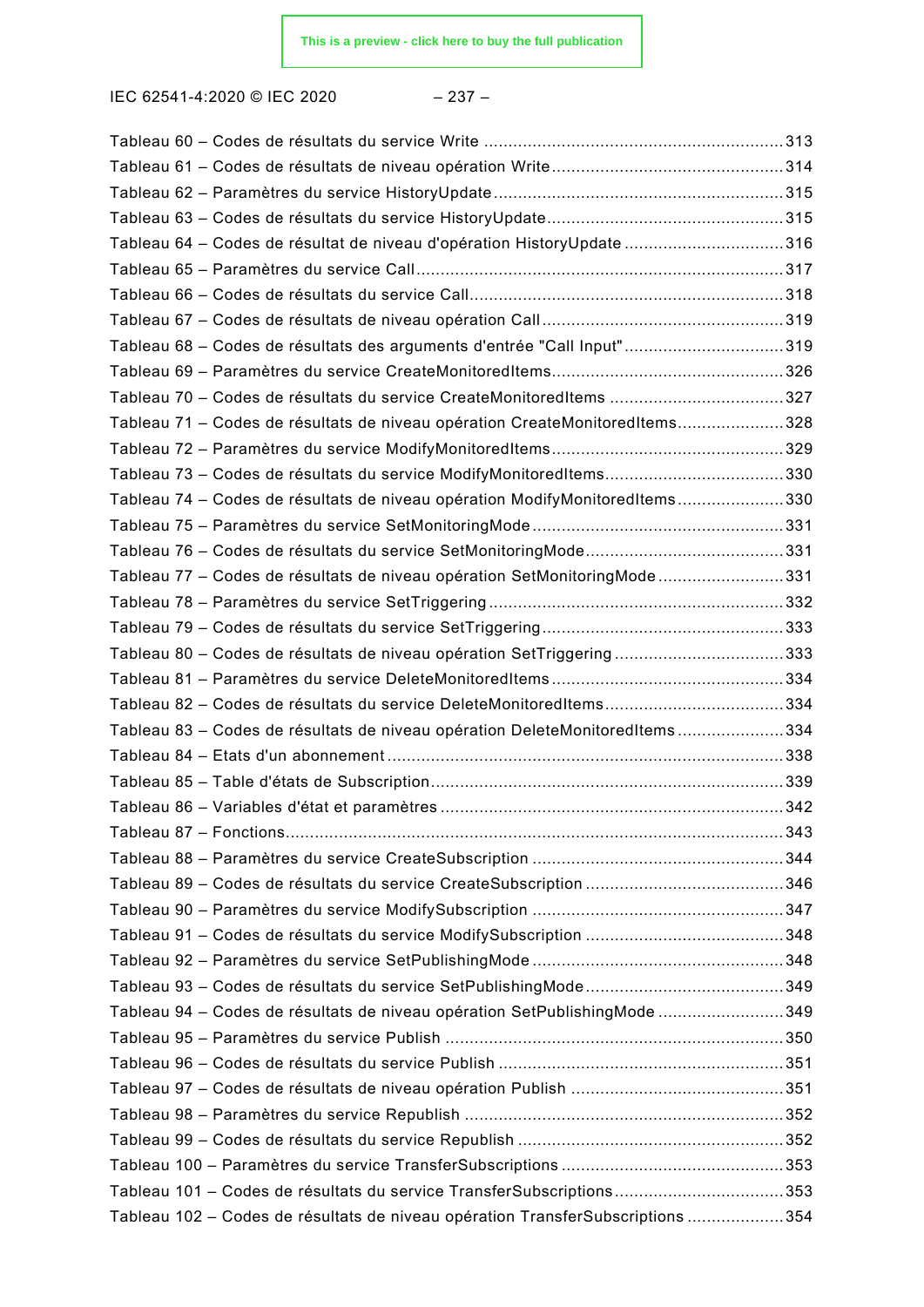Tableau 60 – Codes de résultats du service Write ............................................................. 313
Tableau 61 – Codes de résultats de niveau opération Write ............................................... 314
Tableau 62 – Paramètres du service HistoryUpdate ........................................................... 315
Tableau 63 – Codes de résultats du service HistoryUpdate ................................................ 315
Tableau 64 – Codes de résultat de niveau d'opération HistoryUpdate ................................ 316
Tableau 65 – Paramètres du service Call ........................................................................... 317
Tableau 66 – Codes de résultats du service Call ................................................................ 318
Tableau 67 – Codes de résultats de niveau opération Call ................................................. 319
Tableau 68 – Codes de résultats des arguments d'entrée "Call Input" ................................ 319
Tableau 69 – Paramètres du service CreateMonitoredItems ............................................... 326
Tableau 70 – Codes de résultats du service CreateMonitoredItems ................................... 327
Tableau 71 – Codes de résultats de niveau opération CreateMonitoredItems ..................... 328
Tableau 72 – Paramètres du service ModifyMonitoredItems ............................................... 329
Tableau 73 – Codes de résultats du service ModifyMonitoredItems .................................... 330
Tableau 74 – Codes de résultats de niveau opération ModifyMonitoredItems ..................... 330
Tableau 75 – Paramètres du service SetMonitoringMode ................................................... 331
Tableau 76 – Codes de résultats du service SetMonitoringMode ........................................ 331
Tableau 77 – Codes de résultats de niveau opération SetMonitoringMode ......................... 331
Tableau 78 – Paramètres du service SetTriggering ............................................................ 332
Tableau 79 – Codes de résultats du service SetTriggering ................................................. 333
Tableau 80 – Codes de résultats de niveau opération SetTriggering .................................. 333
Tableau 81 – Paramètres du service DeleteMonitoredItems ............................................... 334
Tableau 82 – Codes de résultats du service DeleteMonitoredItems .................................... 334
Tableau 83 – Codes de résultats de niveau opération DeleteMonitoredItems ..................... 334
Tableau 84 – Etats d'un abonnement ................................................................................. 338
Tableau 85 – Table d'états de Subscription ........................................................................ 339
Tableau 86 – Variables d'état et paramètres ...................................................................... 342
Tableau 87 – Fonctions ..................................................................................................... 343
Tableau 88 – Paramètres du service CreateSubscription ................................................... 344
Tableau 89 – Codes de résultats du service CreateSubscription ......................................... 346
Tableau 90 – Paramètres du service ModifySubscription ................................................... 347
Tableau 91 – Codes de résultats du service ModifySubscription ......................................... 348
Tableau 92 – Paramètres du service SetPublishingMode .................................................... 348
Tableau 93 – Codes de résultats du service SetPublishingMode ......................................... 349
Tableau 94 – Codes de résultats de niveau opération SetPublishingMode .......................... 349
Tableau 95 – Paramètres du service Publish ..................................................................... 350
Tableau 96 – Codes de résultats du service Publish .......................................................... 351
Tableau 97 – Codes de résultats de niveau opération Publish ............................................ 351
Tableau 98 – Paramètres du service Republish ................................................................. 352
Tableau 99 – Codes de résultats du service Republish ...................................................... 352
Tableau 100 – Paramètres du service TransferSubscriptions ............................................. 353
Tableau 101 – Codes de résultats du service TransferSubscriptions .................................. 353
Tableau 102 – Codes de résultats de niveau opération TransferSubscriptions .................... 354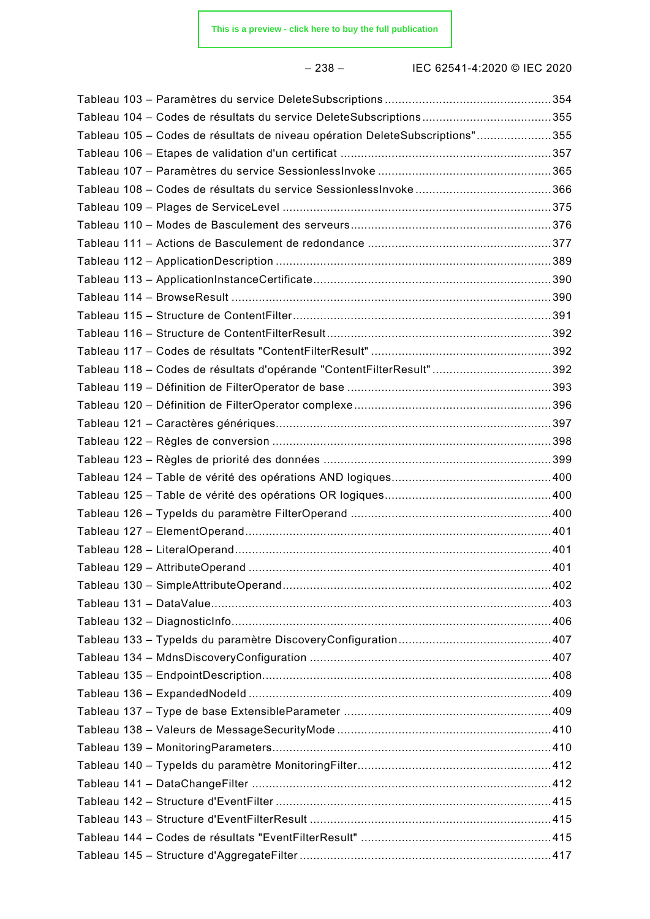Tableau 103 – Paramètres du service DeleteSubscriptions ....354
Tableau 104 – Codes de résultats du service DeleteSubscriptions ....355
Tableau 105 – Codes de résultats de niveau opération DeleteSubscriptions" ....355
Tableau 106 – Etapes de validation d'un certificat ....357
Tableau 107 – Paramètres du service SessionlessInvoke ....365
Tableau 108 – Codes de résultats du service SessionlessInvoke ....366
Tableau 109 – Plages de ServiceLevel ....375
Tableau 110 – Modes de Basculement des serveurs ....376
Tableau 111 – Actions de Basculement de redondance ....377
Tableau 112 – ApplicationDescription ....389
Tableau 113 – ApplicationInstanceCertificate ....390
Tableau 114 – BrowseResult ....390
Tableau 115 – Structure de ContentFilter ....391
Tableau 116 – Structure de ContentFilterResult ....392
Tableau 117 – Codes de résultats "ContentFilterResult" ....392
Tableau 118 – Codes de résultats d'opérande "ContentFilterResult" ....392
Tableau 119 – Définition de FilterOperator de base ....393
Tableau 120 – Définition de FilterOperator complexe ....396
Tableau 121 – Caractères génériques ....397
Tableau 122 – Règles de conversion ....398
Tableau 123 – Règles de priorité des données ....399
Tableau 124 – Table de vérité des opérations AND logiques ....400
Tableau 125 – Table de vérité des opérations OR logiques ....400
Tableau 126 – TypeIds du paramètre FilterOperand ....400
Tableau 127 – ElementOperand ....401
Tableau 128 – LiteralOperand ....401
Tableau 129 – AttributeOperand ....401
Tableau 130 – SimpleAttributeOperand ....402
Tableau 131 – DataValue ....403
Tableau 132 – DiagnosticInfo ....406
Tableau 133 – TypeIds du paramètre DiscoveryConfiguration ....407
Tableau 134 – MdnsDiscoveryConfiguration ....407
Tableau 135 – EndpointDescription ....408
Tableau 136 – ExpandedNodeId ....409
Tableau 137 – Type de base ExtensibleParameter ....409
Tableau 138 – Valeurs de MessageSecurityMode ....410
Tableau 139 – MonitoringParameters ....410
Tableau 140 – TypeIds du paramètre MonitoringFilter ....412
Tableau 141 – DataChangeFilter ....412
Tableau 142 – Structure d'EventFilter ....415
Tableau 143 – Structure d'EventFilterResult ....415
Tableau 144 – Codes de résultats "EventFilterResult" ....415
Tableau 145 – Structure d'AggregateFilter ....417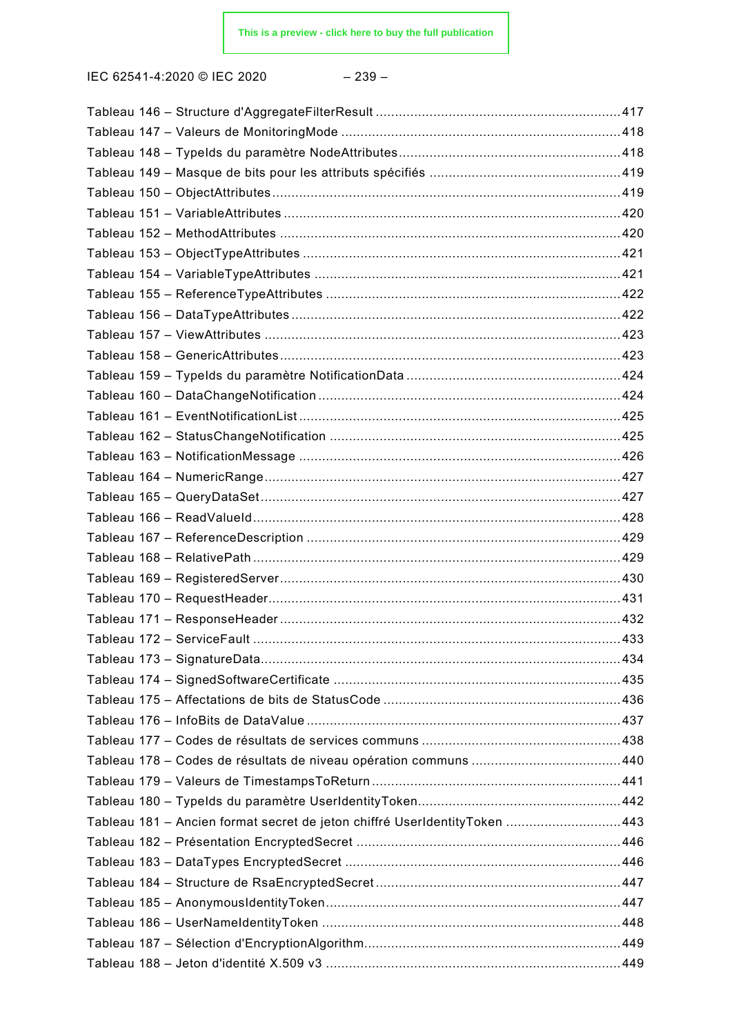Tableau 146 – Structure d'AggregateFilterResult ............................................................... 417
Tableau 147 – Valeurs de MonitoringMode ........................................................................ 418
Tableau 148 – TypeIds du paramètre NodeAttributes......................................................... 418
Tableau 149 – Masque de bits pour les attributs spécifiés ................................................. 419
Tableau 150 – ObjectAttributes .......................................................................................... 419
Tableau 151 – VariableAttributes ....................................................................................... 420
Tableau 152 – MethodAttributes ........................................................................................ 420
Tableau 153 – ObjectTypeAttributes .................................................................................. 421
Tableau 154 – VariableTypeAttributes ............................................................................... 421
Tableau 155 – ReferenceTypeAttributes ............................................................................ 422
Tableau 156 – DataTypeAttributes ..................................................................................... 422
Tableau 157 – ViewAttributes ............................................................................................ 423
Tableau 158 – GenericAttributes ........................................................................................ 423
Tableau 159 – TypeIds du paramètre NotificationData ....................................................... 424
Tableau 160 – DataChangeNotification .............................................................................. 424
Tableau 161 – EventNotificationList ................................................................................... 425
Tableau 162 – StatusChangeNotification ........................................................................... 425
Tableau 163 – NotificationMessage ................................................................................... 426
Tableau 164 – NumericRange ............................................................................................ 427
Tableau 165 – QueryDataSet ............................................................................................. 427
Tableau 166 – ReadValueId ............................................................................................... 428
Tableau 167 – ReferenceDescription ................................................................................. 429
Tableau 168 – RelativePath ............................................................................................... 429
Tableau 169 – RegisteredServer ........................................................................................ 430
Tableau 170 – RequestHeader ........................................................................................... 431
Tableau 171 – ResponseHeader ........................................................................................ 432
Tableau 172 – ServiceFault ............................................................................................... 433
Tableau 173 – SignatureData ............................................................................................. 434
Tableau 174 – SignedSoftwareCertificate .......................................................................... 435
Tableau 175 – Affectations de bits de StatusCode ............................................................. 436
Tableau 176 – InfoBits de DataValue ................................................................................. 437
Tableau 177 – Codes de résultats de services communs .................................................... 438
Tableau 178 – Codes de résultats de niveau opération communs ....................................... 440
Tableau 179 – Valeurs de TimestampsToReturn ................................................................ 441
Tableau 180 – TypeIds du paramètre UserIdentityToken .................................................... 442
Tableau 181 – Ancien format secret de jeton chiffré UserIdentityToken ............................. 443
Tableau 182 – Présentation EncryptedSecret .................................................................... 446
Tableau 183 – DataTypes EncryptedSecret ....................................................................... 446
Tableau 184 – Structure de RsaEncryptedSecret ............................................................... 447
Tableau 185 – AnonymousIdentityToken ............................................................................ 447
Tableau 186 – UserNameIdentityToken ............................................................................. 448
Tableau 187 – Sélection d'EncryptionAlgorithm .................................................................. 449
Tableau 188 – Jeton d'identité X.509 v3 ............................................................................ 449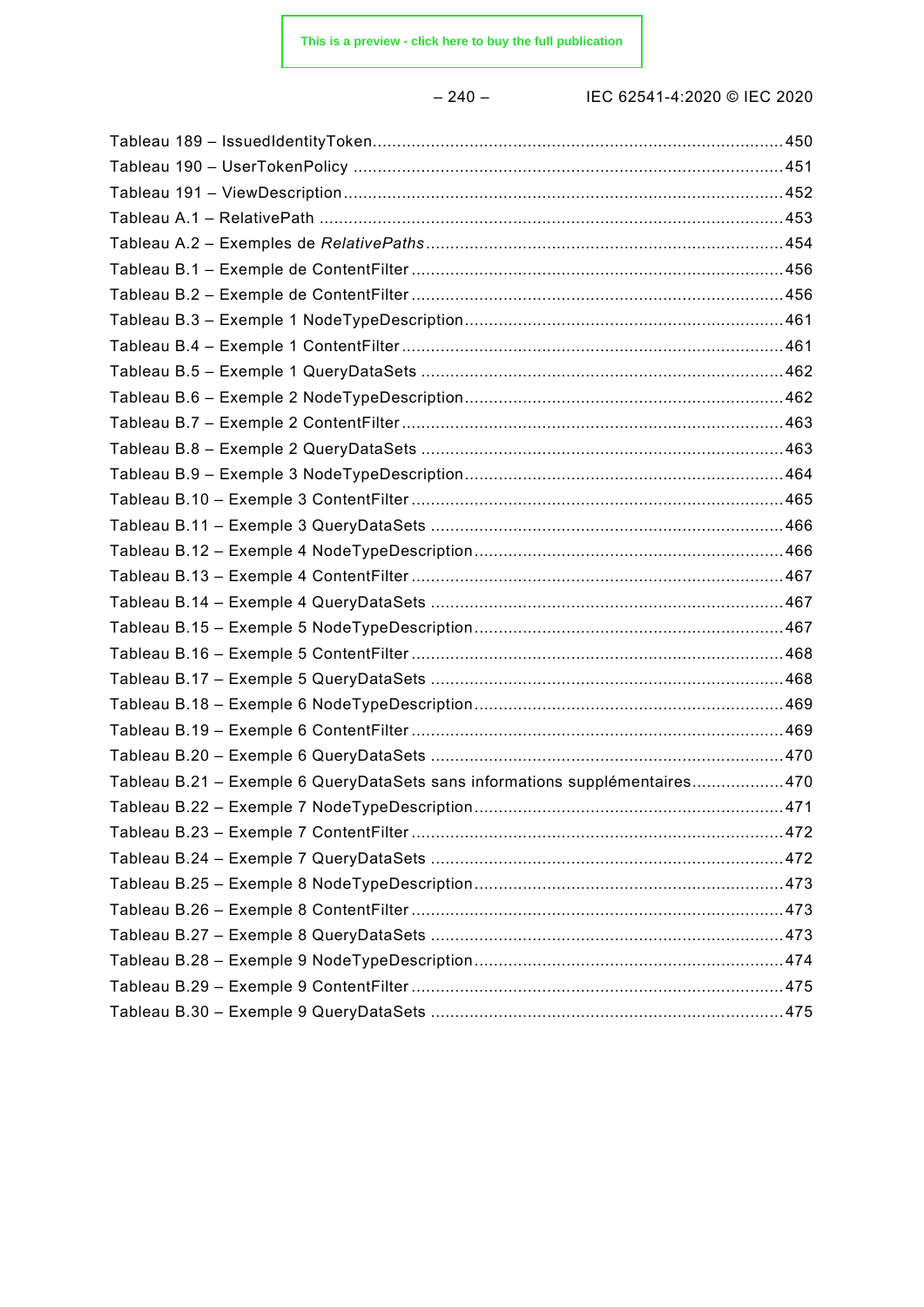Tableau 189 – IssuedIdentityToken....................................................................................450
Tableau 190 – UserTokenPolicy ........................................................................................451
Tableau 191 – ViewDescription .........................................................................................452
Tableau A.1 – RelativePath ...............................................................................................453
Tableau A.2 – Exemples de *RelativePaths* .........................................................................454
Tableau B.1 – Exemple de ContentFilter ............................................................................456
Tableau B.2 – Exemple de ContentFilter ............................................................................456
Tableau B.3 – Exemple 1 NodeTypeDescription.................................................................461
Tableau B.4 – Exemple 1 ContentFilter ..............................................................................461
Tableau B.5 – Exemple 1 QueryDataSets ..........................................................................462
Tableau B.6 – Exemple 2 NodeTypeDescription.................................................................462
Tableau B.7 – Exemple 2 ContentFilter ..............................................................................463
Tableau B.8 – Exemple 2 QueryDataSets ..........................................................................463
Tableau B.9 – Exemple 3 NodeTypeDescription.................................................................464
Tableau B.10 – Exemple 3 ContentFilter ............................................................................465
Tableau B.11 – Exemple 3 QueryDataSets ........................................................................466
Tableau B.12 – Exemple 4 NodeTypeDescription...............................................................466
Tableau B.13 – Exemple 4 ContentFilter ............................................................................467
Tableau B.14 – Exemple 4 QueryDataSets ........................................................................467
Tableau B.15 – Exemple 5 NodeTypeDescription...............................................................467
Tableau B.16 – Exemple 5 ContentFilter ............................................................................468
Tableau B.17 – Exemple 5 QueryDataSets ........................................................................468
Tableau B.18 – Exemple 6 NodeTypeDescription...............................................................469
Tableau B.19 – Exemple 6 ContentFilter ............................................................................469
Tableau B.20 – Exemple 6 QueryDataSets ........................................................................470
Tableau B.21 – Exemple 6 QueryDataSets sans informations supplémentaires...................470
Tableau B.22 – Exemple 7 NodeTypeDescription...............................................................471
Tableau B.23 – Exemple 7 ContentFilter ............................................................................472
Tableau B.24 – Exemple 7 QueryDataSets ........................................................................472
Tableau B.25 – Exemple 8 NodeTypeDescription...............................................................473
Tableau B.26 – Exemple 8 ContentFilter ............................................................................473
Tableau B.27 – Exemple 8 QueryDataSets ........................................................................473
Tableau B.28 – Exemple 9 NodeTypeDescription...............................................................474
Tableau B.29 – Exemple 9 ContentFilter ............................................................................475
Tableau B.30 – Exemple 9 QueryDataSets ........................................................................475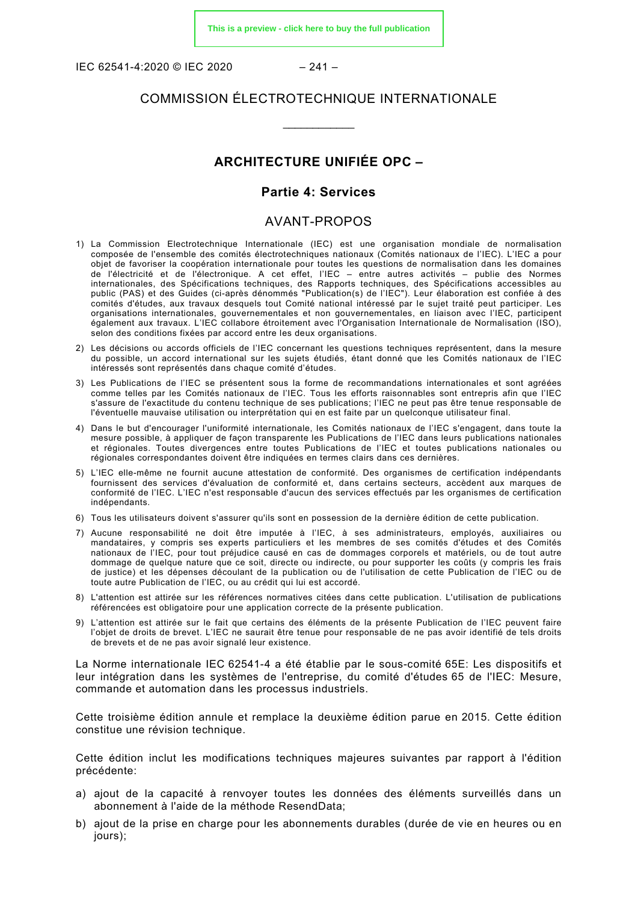COMMISSION ÉLECTROTECHNIQUE INTERNATIONALE

___________

# ARCHITECTURE UNIFIÉE OPC –

## Partie 4: Services

## AVANT-PROPOS

1) La Commission Electrotechnique Internationale (IEC) est une organisation mondiale de normalisation composée de l'ensemble des comités électrotechniques nationaux (Comités nationaux de l'IEC). L'IEC a pour objet de favoriser la coopération internationale pour toutes les questions de normalisation dans les domaines de l'électricité et de l'électronique. A cet effet, l'IEC – entre autres activités – publie des Normes internationales, des Spécifications techniques, des Rapports techniques, des Spécifications accessibles au public (PAS) et des Guides (ci-après dénommés "Publication(s) de l'IEC"). Leur élaboration est confiée à des comités d'études, aux travaux desquels tout Comité national intéressé par le sujet traité peut participer. Les organisations internationales, gouvernementales et non gouvernementales, en liaison avec l'IEC, participent également aux travaux. L'IEC collabore étroitement avec l'Organisation Internationale de Normalisation (ISO), selon des conditions fixées par accord entre les deux organisations.
2) Les décisions ou accords officiels de l'IEC concernant les questions techniques représentent, dans la mesure du possible, un accord international sur les sujets étudiés, étant donné que les Comités nationaux de l'IEC intéressés sont représentés dans chaque comité d'études.
3) Les Publications de l'IEC se présentent sous la forme de recommandations internationales et sont agréées comme telles par les Comités nationaux de l'IEC. Tous les efforts raisonnables sont entrepris afin que l'IEC s'assure de l'exactitude du contenu technique de ses publications; l'IEC ne peut pas être tenue responsable de l'éventuelle mauvaise utilisation ou interprétation qui en est faite par un quelconque utilisateur final.
4) Dans le but d'encourager l'uniformité internationale, les Comités nationaux de l'IEC s'engagent, dans toute la mesure possible, à appliquer de façon transparente les Publications de l'IEC dans leurs publications nationales et régionales. Toutes divergences entre toutes Publications de l'IEC et toutes publications nationales ou régionales correspondantes doivent être indiquées en termes clairs dans ces dernières.
5) L'IEC elle-même ne fournit aucune attestation de conformité. Des organismes de certification indépendants fournissent des services d'évaluation de conformité et, dans certains secteurs, accèdent aux marques de conformité de l'IEC. L'IEC n'est responsable d'aucun des services effectués par les organismes de certification indépendants.
6) Tous les utilisateurs doivent s'assurer qu'ils sont en possession de la dernière édition de cette publication.
7) Aucune responsabilité ne doit être imputée à l'IEC, à ses administrateurs, employés, auxiliaires ou mandataires, y compris ses experts particuliers et les membres de ses comités d'études et des Comités nationaux de l'IEC, pour tout préjudice causé en cas de dommages corporels et matériels, ou de tout autre dommage de quelque nature que ce soit, directe ou indirecte, ou pour supporter les coûts (y compris les frais de justice) et les dépenses découlant de la publication ou de l'utilisation de cette Publication de l'IEC ou de toute autre Publication de l'IEC, ou au crédit qui lui est accordé.
8) L'attention est attirée sur les références normatives citées dans cette publication. L'utilisation de publications référencées est obligatoire pour une application correcte de la présente publication.
9) L'attention est attirée sur le fait que certains des éléments de la présente Publication de l'IEC peuvent faire l'objet de droits de brevet. L'IEC ne saurait être tenue pour responsable de ne pas avoir identifié de tels droits de brevets et de ne pas avoir signalé leur existence.

La Norme internationale IEC 62541-4 a été établie par le sous-comité 65E: Les dispositifs et leur intégration dans les systèmes de l'entreprise, du comité d'études 65 de l'IEC: Mesure, commande et automation dans les processus industriels.

Cette troisième édition annule et remplace la deuxième édition parue en 2015. Cette édition constitue une révision technique.

Cette édition inclut les modifications techniques majeures suivantes par rapport à l'édition précédente:

a) ajout de la capacité à renvoyer toutes les données des éléments surveillés dans un abonnement à l'aide de la méthode ResendData;
b) ajout de la prise en charge pour les abonnements durables (durée de vie en heures ou en jours);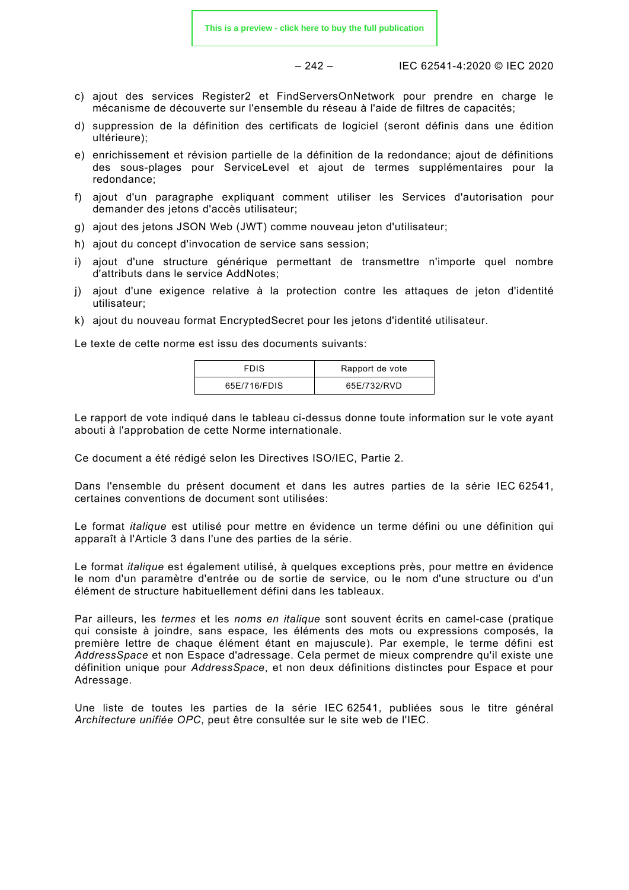c) ajout des services Register2 et FindServersOnNetwork pour prendre en charge le mécanisme de découverte sur l'ensemble du réseau à l'aide de filtres de capacités;

d) suppression de la définition des certificats de logiciel (seront définis dans une édition ultérieure);

e) enrichissement et révision partielle de la définition de la redondance; ajout de définitions des sous-plages pour ServiceLevel et ajout de termes supplémentaires pour la redondance;

f) ajout d'un paragraphe expliquant comment utiliser les Services d'autorisation pour demander des jetons d'accès utilisateur;

g) ajout des jetons JSON Web (JWT) comme nouveau jeton d'utilisateur;

h) ajout du concept d'invocation de service sans session;

i) ajout d'une structure générique permettant de transmettre n'importe quel nombre d'attributs dans le service AddNotes;

j) ajout d'une exigence relative à la protection contre les attaques de jeton d'identité utilisateur;

k) ajout du nouveau format EncryptedSecret pour les jetons d'identité utilisateur.

Le texte de cette norme est issu des documents suivants:

| FDIS | Rapport de vote |
|---|---|
| 65E/716/FDIS | 65E/732/RVD |

Le rapport de vote indiqué dans le tableau ci-dessus donne toute information sur le vote ayant abouti à l'approbation de cette Norme internationale.

Ce document a été rédigé selon les Directives ISO/IEC, Partie 2.

Dans l'ensemble du présent document et dans les autres parties de la série IEC 62541, certaines conventions de document sont utilisées:

Le format *italique* est utilisé pour mettre en évidence un terme défini ou une définition qui apparaît à l'Article 3 dans l'une des parties de la série.

Le format *italique* est également utilisé, à quelques exceptions près, pour mettre en évidence le nom d'un paramètre d'entrée ou de sortie de service, ou le nom d'une structure ou d'un élément de structure habituellement défini dans les tableaux.

Par ailleurs, les *termes* et les *noms en italique* sont souvent écrits en camel-case (pratique qui consiste à joindre, sans espace, les éléments des mots ou expressions composés, la première lettre de chaque élément étant en majuscule). Par exemple, le terme défini est *AddressSpace* et non Espace d'adressage. Cela permet de mieux comprendre qu'il existe une définition unique pour *AddressSpace*, et non deux définitions distinctes pour Espace et pour Adressage.

Une liste de toutes les parties de la série IEC 62541, publiées sous le titre général *Architecture unifiée OPC*, peut être consultée sur le site web de l'IEC.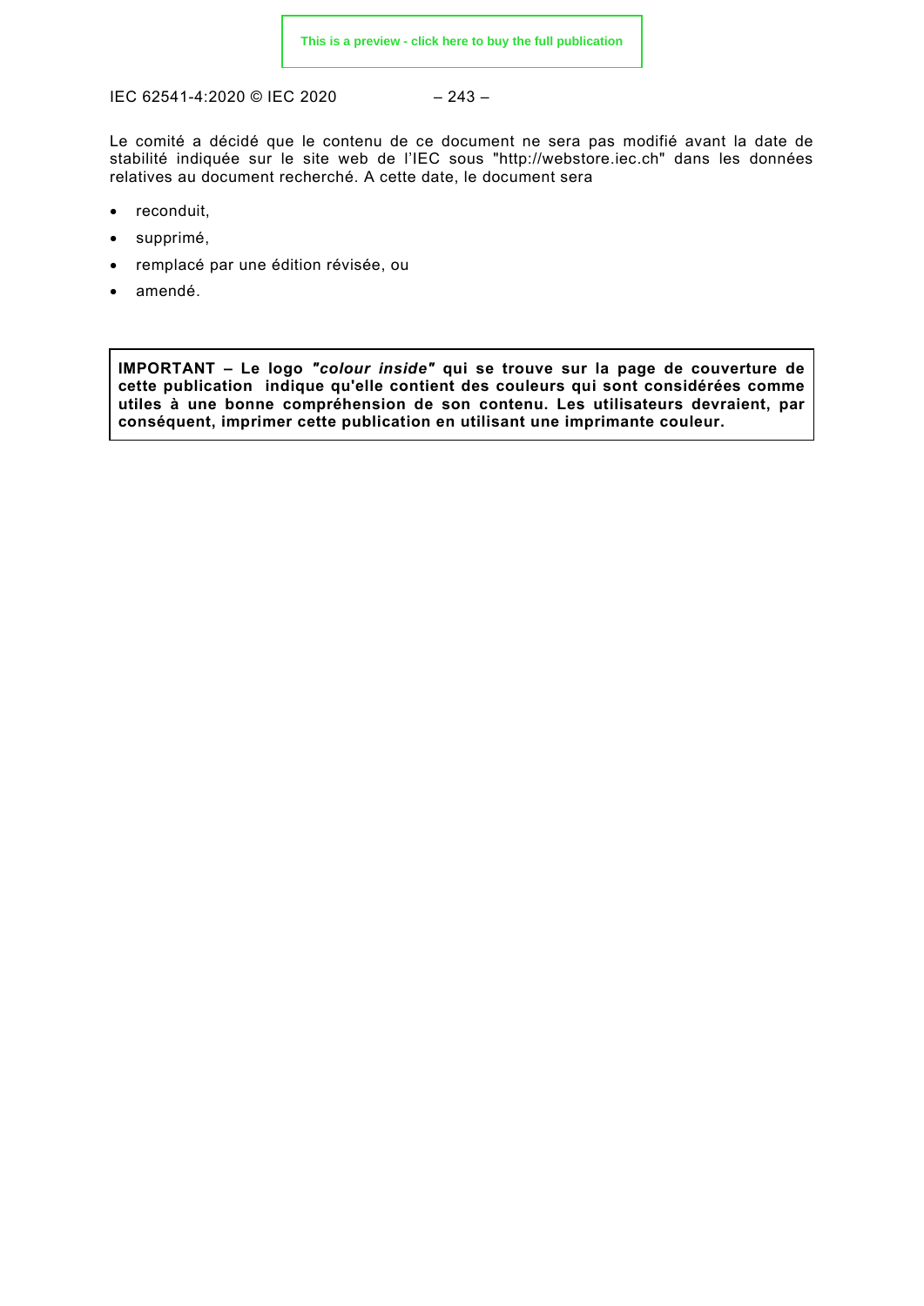Le comité a décidé que le contenu de ce document ne sera pas modifié avant la date de stabilité indiquée sur le site web de l'IEC sous "http://webstore.iec.ch" dans les données relatives au document recherché. A cette date, le document sera

- reconduit,
- supprimé,
- remplacé par une édition révisée, ou
- amendé.

**IMPORTANT – Le logo *"colour inside"* qui se trouve sur la page de couverture de cette publication indique qu'elle contient des couleurs qui sont considérées comme utiles à une bonne compréhension de son contenu. Les utilisateurs devraient, par conséquent, imprimer cette publication en utilisant une imprimante couleur.**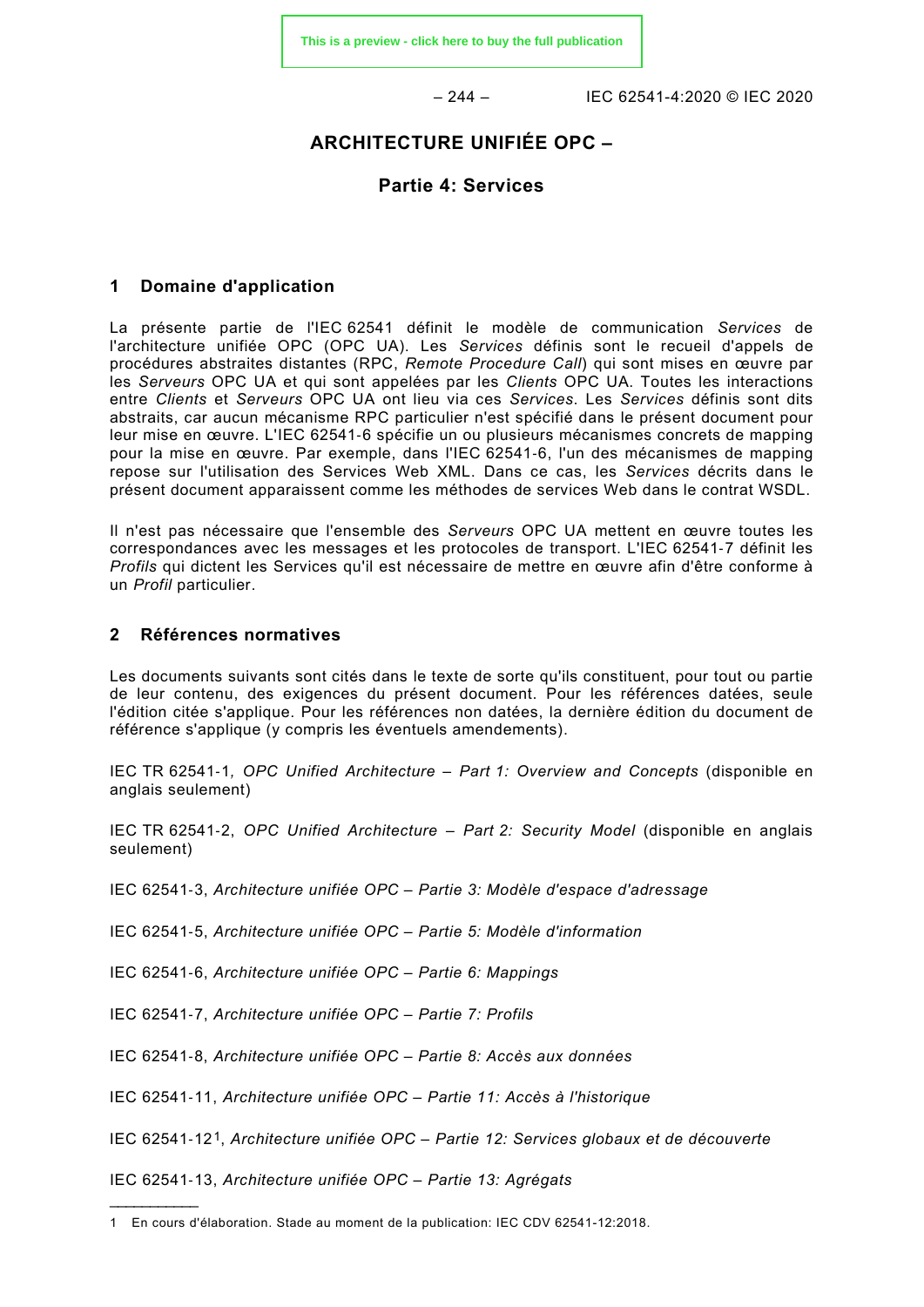# ARCHITECTURE UNIFIÉE OPC –

## Partie 4: Services

## 1 Domaine d'application

La présente partie de l'IEC 62541 définit le modèle de communication *Services* de l'architecture unifiée OPC (OPC UA). Les *Services* définis sont le recueil d'appels de procédures abstraites distantes (RPC, *Remote Procedure Call*) qui sont mises en œuvre par les *Serveurs* OPC UA et qui sont appelées par les *Clients* OPC UA. Toutes les interactions entre *Clients* et *Serveurs* OPC UA ont lieu via ces *Services*. Les *Services* définis sont dits abstraits, car aucun mécanisme RPC particulier n'est spécifié dans le présent document pour leur mise en œuvre. L'IEC 62541-6 spécifie un ou plusieurs mécanismes concrets de mapping pour la mise en œuvre. Par exemple, dans l'IEC 62541-6, l'un des mécanismes de mapping repose sur l'utilisation des Services Web XML. Dans ce cas, les *Services* décrits dans le présent document apparaissent comme les méthodes de services Web dans le contrat WSDL.

Il n'est pas nécessaire que l'ensemble des *Serveurs* OPC UA mettent en œuvre toutes les correspondances avec les messages et les protocoles de transport. L'IEC 62541-7 définit les *Profils* qui dictent les Services qu'il est nécessaire de mettre en œuvre afin d'être conforme à un *Profil* particulier.

## 2 Références normatives

Les documents suivants sont cités dans le texte de sorte qu'ils constituent, pour tout ou partie de leur contenu, des exigences du présent document. Pour les références datées, seule l'édition citée s'applique. Pour les références non datées, la dernière édition du document de référence s'applique (y compris les éventuels amendements).

IEC TR 62541-1*, OPC Unified Architecture – Part 1: Overview and Concepts* (disponible en anglais seulement)

IEC TR 62541-2, *OPC Unified Architecture – Part 2: Security Model* (disponible en anglais seulement)

IEC 62541-3, *Architecture unifiée OPC – Partie 3: Modèle d'espace d'adressage*

IEC 62541-5, *Architecture unifiée OPC – Partie 5: Modèle d'information*

IEC 62541-6, *Architecture unifiée OPC – Partie 6: Mappings*

IEC 62541-7, *Architecture unifiée OPC – Partie 7: Profils*

IEC 62541-8, *Architecture unifiée OPC – Partie 8: Accès aux données*

IEC 62541-11, *Architecture unifiée OPC – Partie 11: Accès à l'historique*

IEC 62541-12[1], *Architecture unifiée OPC – Partie 12: Services globaux et de découverte*

IEC 62541-13, *Architecture unifiée OPC – Partie 13: Agrégats*

---

1 En cours d'élaboration. Stade au moment de la publication: IEC CDV 62541-12:2018.